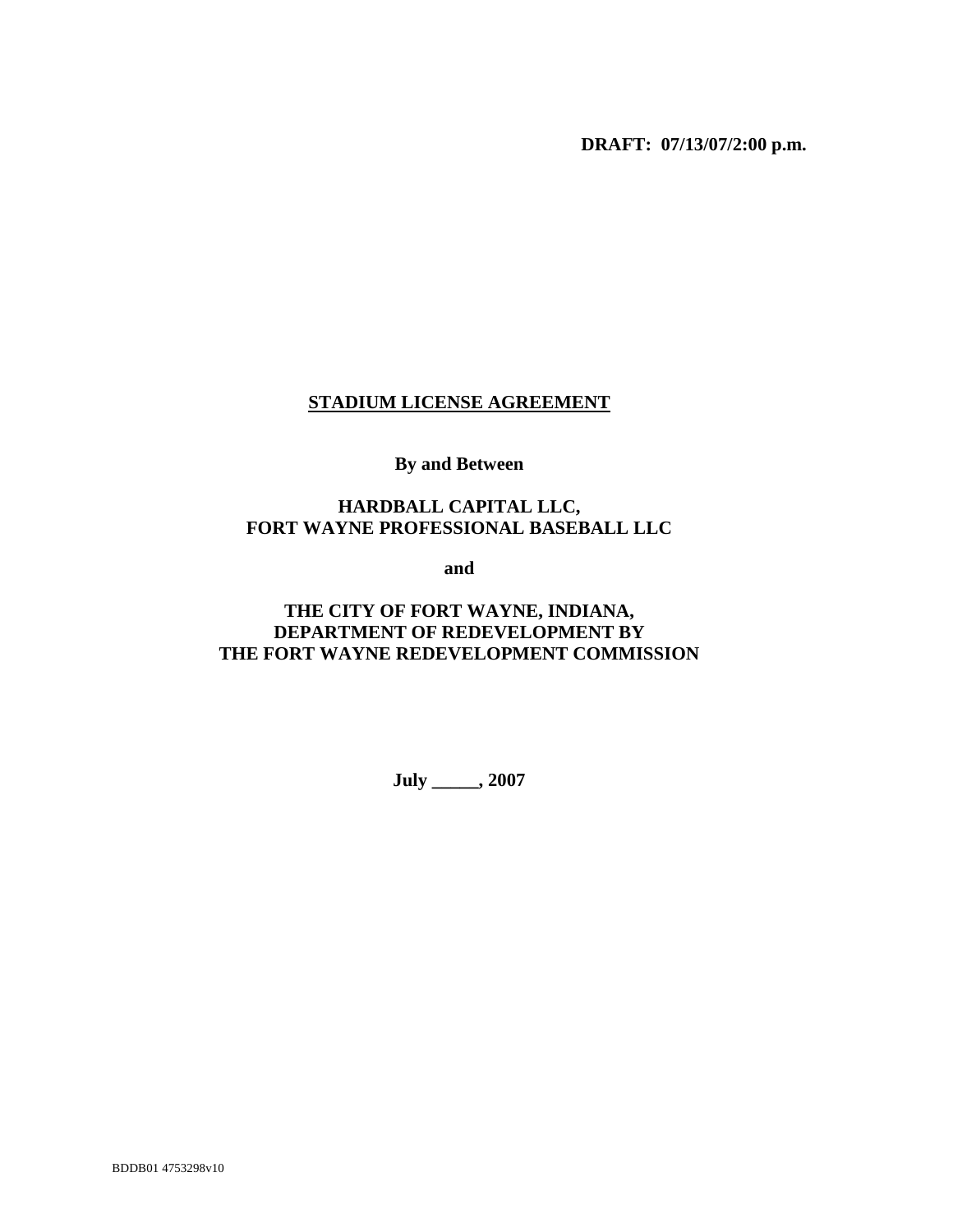**DRAFT: 07/13/07/2:00 p.m.**

# STADIUM LICENSE AGREEMENT

**By and Between**

**HARDBALL CAPITAL LLC,**
**FORT WAYNE PROFESSIONAL BASEBALL LLC**

**and**

**THE CITY OF FORT WAYNE, INDIANA,**
**DEPARTMENT OF REDEVELOPMENT BY**
**THE FORT WAYNE REDEVELOPMENT COMMISSION**

**July _____, 2007**

BDDB01 4753298v10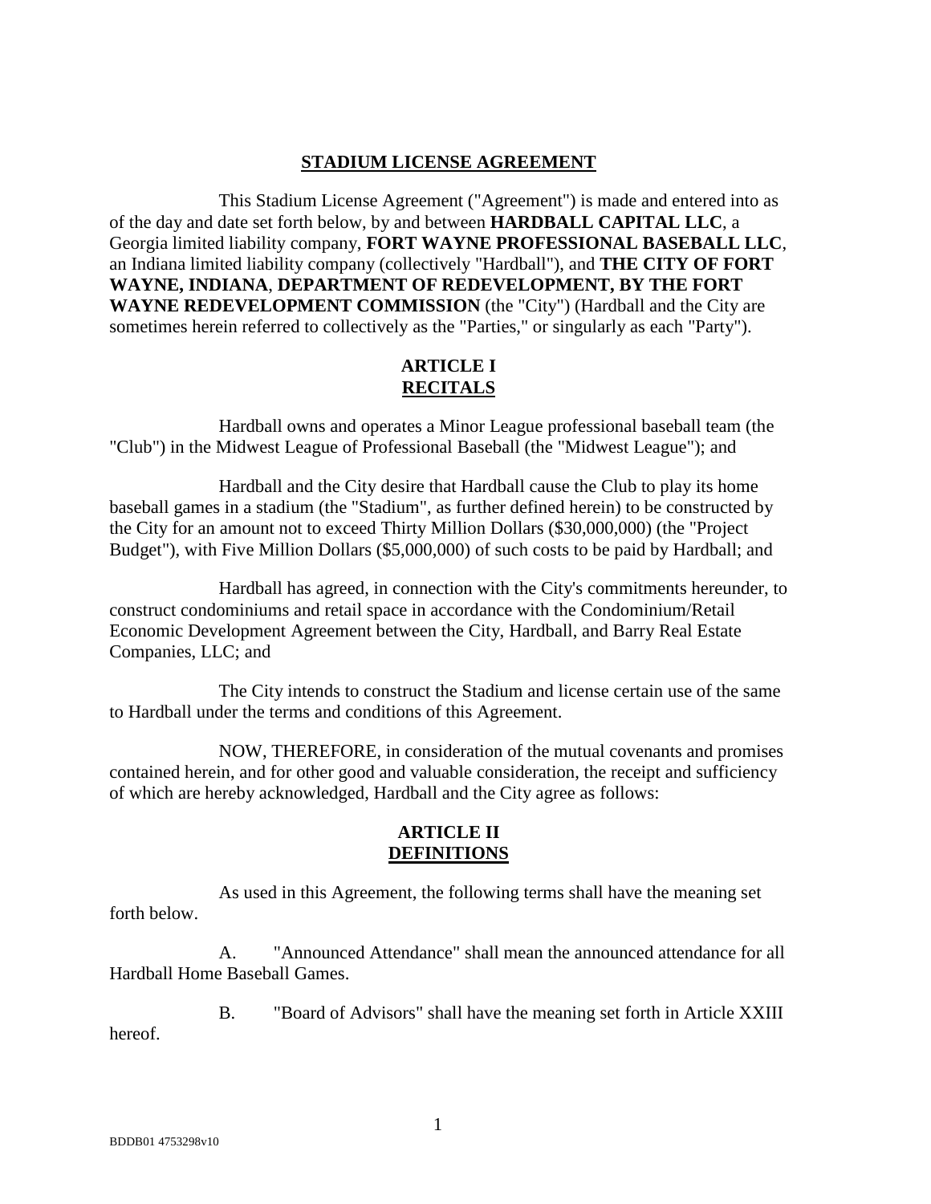# STADIUM LICENSE AGREEMENT

This Stadium License Agreement ("Agreement") is made and entered into as of the day and date set forth below, by and between **HARDBALL CAPITAL LLC**, a Georgia limited liability company, **FORT WAYNE PROFESSIONAL BASEBALL LLC**, an Indiana limited liability company (collectively "Hardball"), and **THE CITY OF FORT WAYNE, INDIANA**, **DEPARTMENT OF REDEVELOPMENT, BY THE FORT WAYNE REDEVELOPMENT COMMISSION** (the "City") (Hardball and the City are sometimes herein referred to collectively as the "Parties," or singularly as each "Party").

## ARTICLE I
## RECITALS

Hardball owns and operates a Minor League professional baseball team (the "Club") in the Midwest League of Professional Baseball (the "Midwest League"); and

Hardball and the City desire that Hardball cause the Club to play its home baseball games in a stadium (the "Stadium", as further defined herein) to be constructed by the City for an amount not to exceed Thirty Million Dollars ($30,000,000) (the "Project Budget"), with Five Million Dollars ($5,000,000) of such costs to be paid by Hardball; and

Hardball has agreed, in connection with the City's commitments hereunder, to construct condominiums and retail space in accordance with the Condominium/Retail Economic Development Agreement between the City, Hardball, and Barry Real Estate Companies, LLC; and

The City intends to construct the Stadium and license certain use of the same to Hardball under the terms and conditions of this Agreement.

NOW, THEREFORE, in consideration of the mutual covenants and promises contained herein, and for other good and valuable consideration, the receipt and sufficiency of which are hereby acknowledged, Hardball and the City agree as follows:

## ARTICLE II
## DEFINITIONS

As used in this Agreement, the following terms shall have the meaning set forth below.

A. "Announced Attendance" shall mean the announced attendance for all Hardball Home Baseball Games.

B. "Board of Advisors" shall have the meaning set forth in Article XXIII hereof.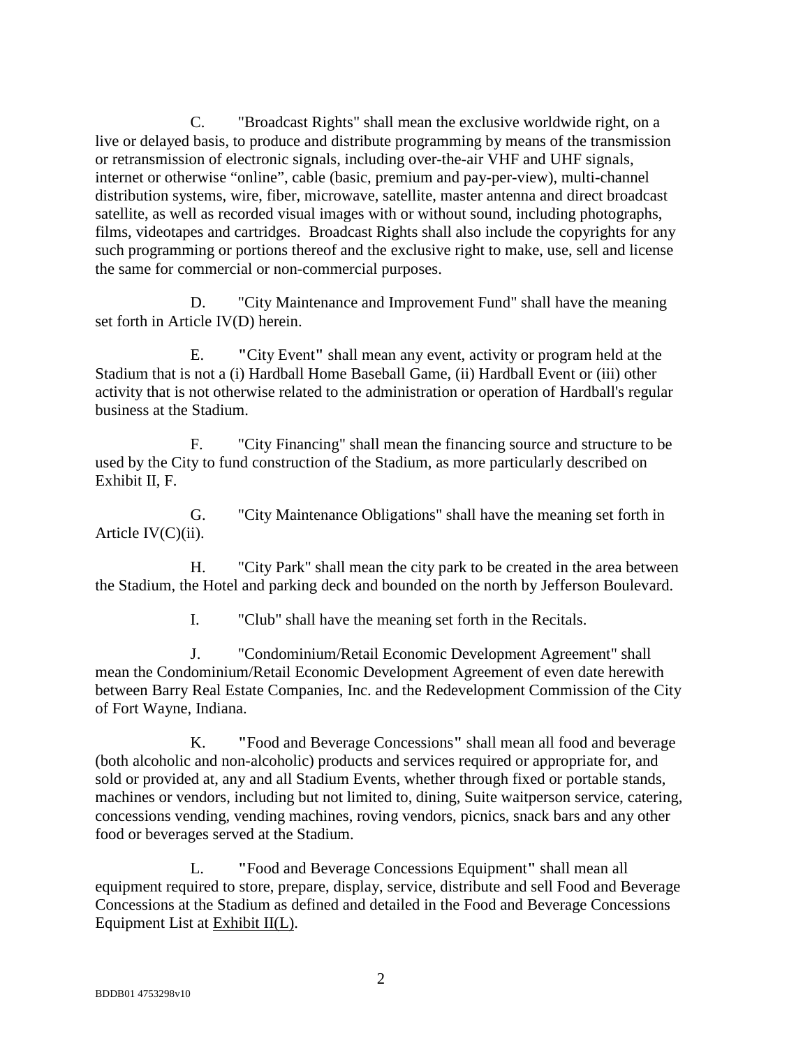C. "Broadcast Rights" shall mean the exclusive worldwide right, on a live or delayed basis, to produce and distribute programming by means of the transmission or retransmission of electronic signals, including over-the-air VHF and UHF signals, internet or otherwise "online", cable (basic, premium and pay-per-view), multi-channel distribution systems, wire, fiber, microwave, satellite, master antenna and direct broadcast satellite, as well as recorded visual images with or without sound, including photographs, films, videotapes and cartridges. Broadcast Rights shall also include the copyrights for any such programming or portions thereof and the exclusive right to make, use, sell and license the same for commercial or non-commercial purposes.

D. "City Maintenance and Improvement Fund" shall have the meaning set forth in Article IV(D) herein.

E. "City Event" shall mean any event, activity or program held at the Stadium that is not a (i) Hardball Home Baseball Game, (ii) Hardball Event or (iii) other activity that is not otherwise related to the administration or operation of Hardball's regular business at the Stadium.

F. "City Financing" shall mean the financing source and structure to be used by the City to fund construction of the Stadium, as more particularly described on Exhibit II, F.

G. "City Maintenance Obligations" shall have the meaning set forth in Article IV(C)(ii).

H. "City Park" shall mean the city park to be created in the area between the Stadium, the Hotel and parking deck and bounded on the north by Jefferson Boulevard.

I. "Club" shall have the meaning set forth in the Recitals.

J. "Condominium/Retail Economic Development Agreement" shall mean the Condominium/Retail Economic Development Agreement of even date herewith between Barry Real Estate Companies, Inc. and the Redevelopment Commission of the City of Fort Wayne, Indiana.

K. "Food and Beverage Concessions" shall mean all food and beverage (both alcoholic and non-alcoholic) products and services required or appropriate for, and sold or provided at, any and all Stadium Events, whether through fixed or portable stands, machines or vendors, including but not limited to, dining, Suite waitperson service, catering, concessions vending, vending machines, roving vendors, picnics, snack bars and any other food or beverages served at the Stadium.

L. "Food and Beverage Concessions Equipment" shall mean all equipment required to store, prepare, display, service, distribute and sell Food and Beverage Concessions at the Stadium as defined and detailed in the Food and Beverage Concessions Equipment List at Exhibit II(L).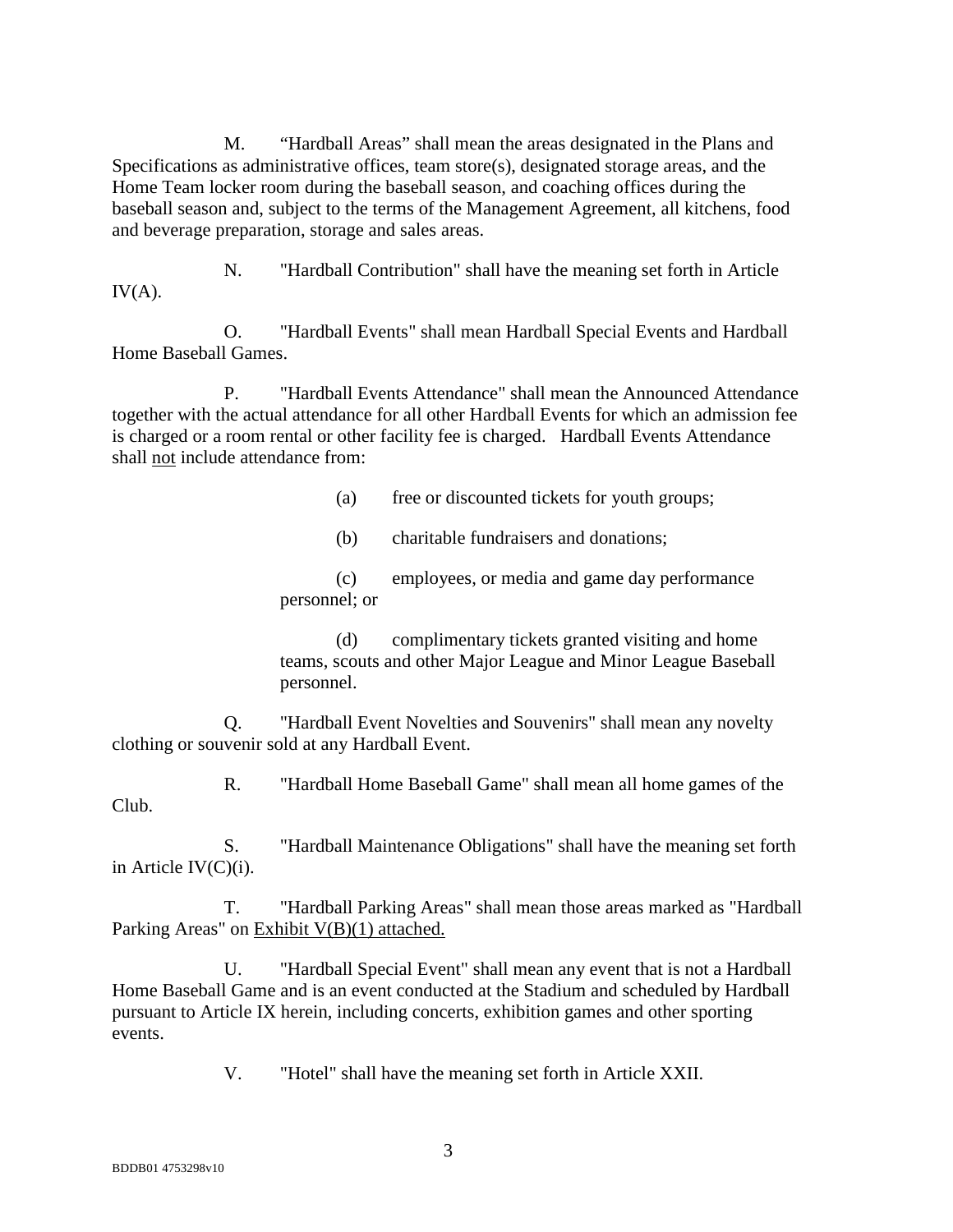M. “Hardball Areas” shall mean the areas designated in the Plans and Specifications as administrative offices, team store(s), designated storage areas, and the Home Team locker room during the baseball season, and coaching offices during the baseball season and, subject to the terms of the Management Agreement, all kitchens, food and beverage preparation, storage and sales areas.

N. "Hardball Contribution" shall have the meaning set forth in Article IV(A).

O. "Hardball Events" shall mean Hardball Special Events and Hardball Home Baseball Games.

P. "Hardball Events Attendance" shall mean the Announced Attendance together with the actual attendance for all other Hardball Events for which an admission fee is charged or a room rental or other facility fee is charged. Hardball Events Attendance shall <u>not</u> include attendance from:

(a) free or discounted tickets for youth groups;

(b) charitable fundraisers and donations;

(c) employees, or media and game day performance personnel; or

(d) complimentary tickets granted visiting and home teams, scouts and other Major League and Minor League Baseball personnel.

Q. "Hardball Event Novelties and Souvenirs" shall mean any novelty clothing or souvenir sold at any Hardball Event.

R. "Hardball Home Baseball Game" shall mean all home games of the Club.

S. "Hardball Maintenance Obligations" shall have the meaning set forth in Article IV(C)(i).

T. "Hardball Parking Areas" shall mean those areas marked as "Hardball Parking Areas" on <u>Exhibit V(B)(1) attached.</u>

U. "Hardball Special Event" shall mean any event that is not a Hardball Home Baseball Game and is an event conducted at the Stadium and scheduled by Hardball pursuant to Article IX herein, including concerts, exhibition games and other sporting events.

V. "Hotel" shall have the meaning set forth in Article XXII.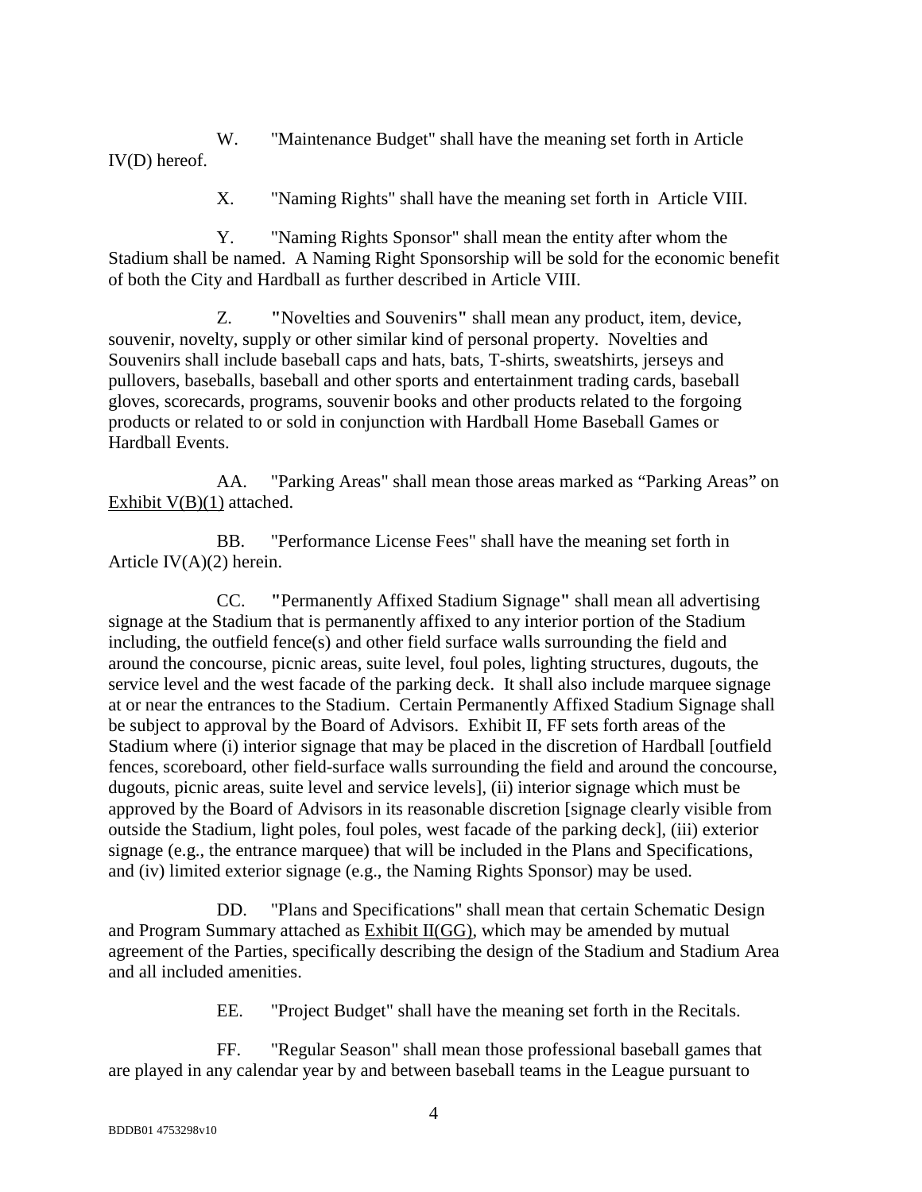W. "Maintenance Budget" shall have the meaning set forth in Article IV(D) hereof.

X. "Naming Rights" shall have the meaning set forth in Article VIII.

Y. "Naming Rights Sponsor" shall mean the entity after whom the Stadium shall be named. A Naming Right Sponsorship will be sold for the economic benefit of both the City and Hardball as further described in Article VIII.

Z. "Novelties and Souvenirs" shall mean any product, item, device, souvenir, novelty, supply or other similar kind of personal property. Novelties and Souvenirs shall include baseball caps and hats, bats, T-shirts, sweatshirts, jerseys and pullovers, baseballs, baseball and other sports and entertainment trading cards, baseball gloves, scorecards, programs, souvenir books and other products related to the forgoing products or related to or sold in conjunction with Hardball Home Baseball Games or Hardball Events.

AA. "Parking Areas" shall mean those areas marked as "Parking Areas" on Exhibit V(B)(1) attached.

BB. "Performance License Fees" shall have the meaning set forth in Article IV(A)(2) herein.

CC. "Permanently Affixed Stadium Signage" shall mean all advertising signage at the Stadium that is permanently affixed to any interior portion of the Stadium including, the outfield fence(s) and other field surface walls surrounding the field and around the concourse, picnic areas, suite level, foul poles, lighting structures, dugouts, the service level and the west facade of the parking deck. It shall also include marquee signage at or near the entrances to the Stadium. Certain Permanently Affixed Stadium Signage shall be subject to approval by the Board of Advisors. Exhibit II, FF sets forth areas of the Stadium where (i) interior signage that may be placed in the discretion of Hardball [outfield fences, scoreboard, other field-surface walls surrounding the field and around the concourse, dugouts, picnic areas, suite level and service levels], (ii) interior signage which must be approved by the Board of Advisors in its reasonable discretion [signage clearly visible from outside the Stadium, light poles, foul poles, west facade of the parking deck], (iii) exterior signage (e.g., the entrance marquee) that will be included in the Plans and Specifications, and (iv) limited exterior signage (e.g., the Naming Rights Sponsor) may be used.

DD. "Plans and Specifications" shall mean that certain Schematic Design and Program Summary attached as Exhibit II(GG), which may be amended by mutual agreement of the Parties, specifically describing the design of the Stadium and Stadium Area and all included amenities.

EE. "Project Budget" shall have the meaning set forth in the Recitals.

FF. "Regular Season" shall mean those professional baseball games that are played in any calendar year by and between baseball teams in the League pursuant to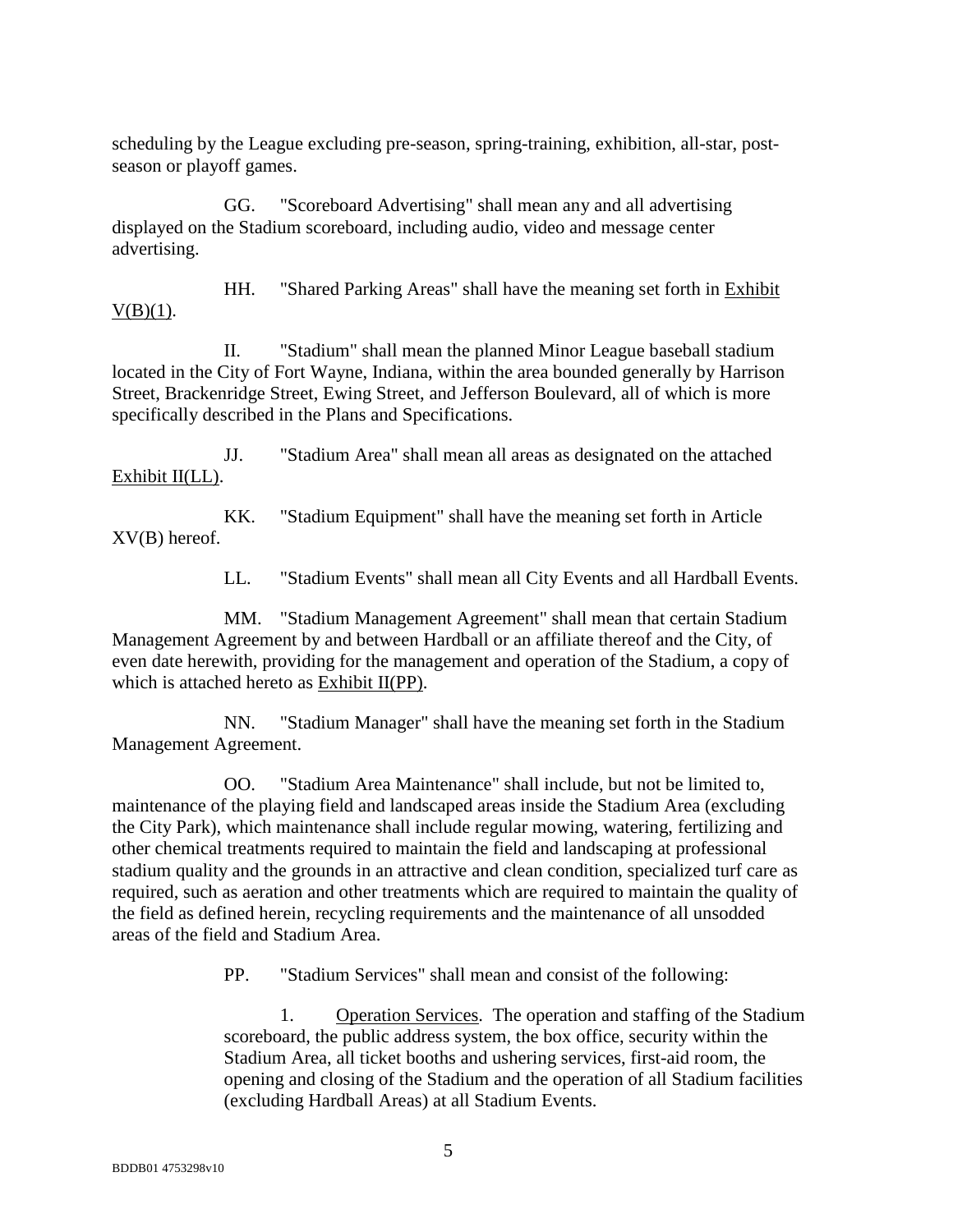scheduling by the League excluding pre-season, spring-training, exhibition, all-star, post-season or playoff games.

GG. "Scoreboard Advertising" shall mean any and all advertising displayed on the Stadium scoreboard, including audio, video and message center advertising.

HH. "Shared Parking Areas" shall have the meaning set forth in Exhibit V(B)(1).

II. "Stadium" shall mean the planned Minor League baseball stadium located in the City of Fort Wayne, Indiana, within the area bounded generally by Harrison Street, Brackenridge Street, Ewing Street, and Jefferson Boulevard, all of which is more specifically described in the Plans and Specifications.

JJ. "Stadium Area" shall mean all areas as designated on the attached Exhibit II(LL).

KK. "Stadium Equipment" shall have the meaning set forth in Article XV(B) hereof.

LL. "Stadium Events" shall mean all City Events and all Hardball Events.

MM. "Stadium Management Agreement" shall mean that certain Stadium Management Agreement by and between Hardball or an affiliate thereof and the City, of even date herewith, providing for the management and operation of the Stadium, a copy of which is attached hereto as Exhibit II(PP).

NN. "Stadium Manager" shall have the meaning set forth in the Stadium Management Agreement.

OO. "Stadium Area Maintenance" shall include, but not be limited to, maintenance of the playing field and landscaped areas inside the Stadium Area (excluding the City Park), which maintenance shall include regular mowing, watering, fertilizing and other chemical treatments required to maintain the field and landscaping at professional stadium quality and the grounds in an attractive and clean condition, specialized turf care as required, such as aeration and other treatments which are required to maintain the quality of the field as defined herein, recycling requirements and the maintenance of all unsodded areas of the field and Stadium Area.

PP. "Stadium Services" shall mean and consist of the following:

1. Operation Services. The operation and staffing of the Stadium scoreboard, the public address system, the box office, security within the Stadium Area, all ticket booths and ushering services, first-aid room, the opening and closing of the Stadium and the operation of all Stadium facilities (excluding Hardball Areas) at all Stadium Events.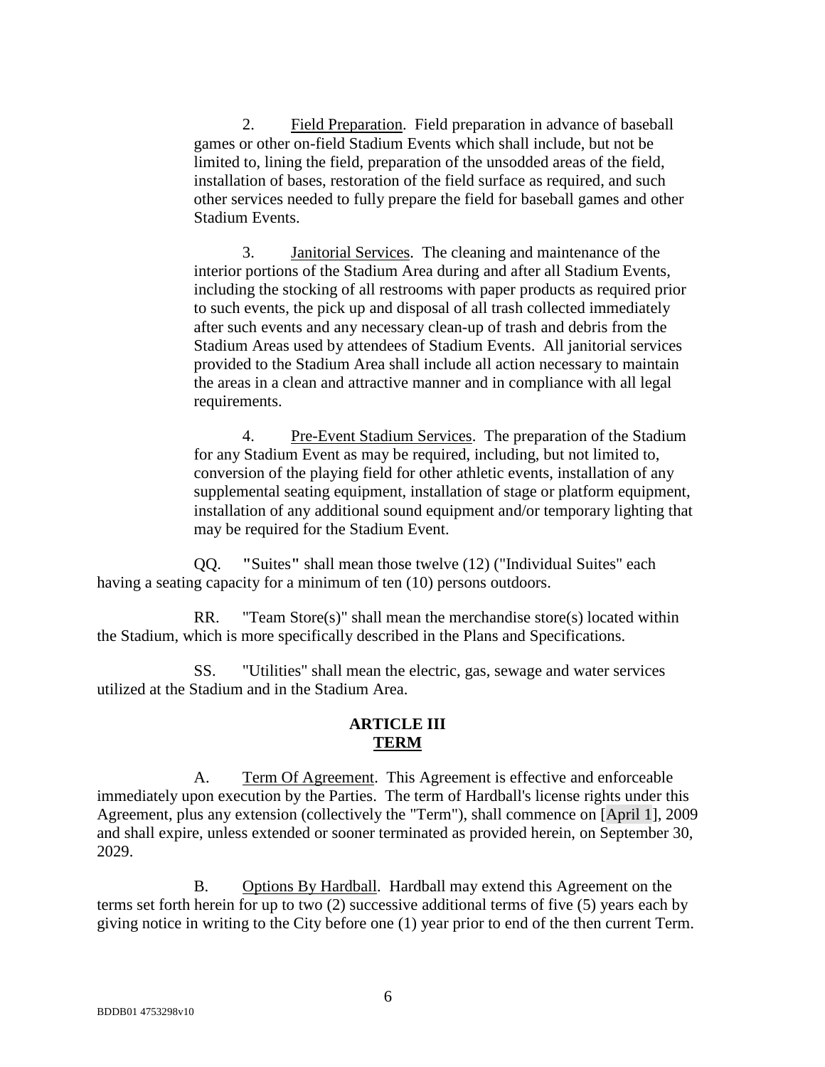2. Field Preparation. Field preparation in advance of baseball games or other on-field Stadium Events which shall include, but not be limited to, lining the field, preparation of the unsodded areas of the field, installation of bases, restoration of the field surface as required, and such other services needed to fully prepare the field for baseball games and other Stadium Events.

3. Janitorial Services. The cleaning and maintenance of the interior portions of the Stadium Area during and after all Stadium Events, including the stocking of all restrooms with paper products as required prior to such events, the pick up and disposal of all trash collected immediately after such events and any necessary clean-up of trash and debris from the Stadium Areas used by attendees of Stadium Events. All janitorial services provided to the Stadium Area shall include all action necessary to maintain the areas in a clean and attractive manner and in compliance with all legal requirements.

4. Pre-Event Stadium Services. The preparation of the Stadium for any Stadium Event as may be required, including, but not limited to, conversion of the playing field for other athletic events, installation of any supplemental seating equipment, installation of stage or platform equipment, installation of any additional sound equipment and/or temporary lighting that may be required for the Stadium Event.

QQ. **"**Suites**"** shall mean those twelve (12) ("Individual Suites" each having a seating capacity for a minimum of ten (10) persons outdoors.

RR. "Team Store(s)" shall mean the merchandise store(s) located within the Stadium, which is more specifically described in the Plans and Specifications.

SS. "Utilities" shall mean the electric, gas, sewage and water services utilized at the Stadium and in the Stadium Area.

## ARTICLE III
## TERM

A. Term Of Agreement. This Agreement is effective and enforceable immediately upon execution by the Parties. The term of Hardball's license rights under this Agreement, plus any extension (collectively the "Term"), shall commence on [April 1], 2009 and shall expire, unless extended or sooner terminated as provided herein, on September 30, 2029.

B. Options By Hardball. Hardball may extend this Agreement on the terms set forth herein for up to two (2) successive additional terms of five (5) years each by giving notice in writing to the City before one (1) year prior to end of the then current Term.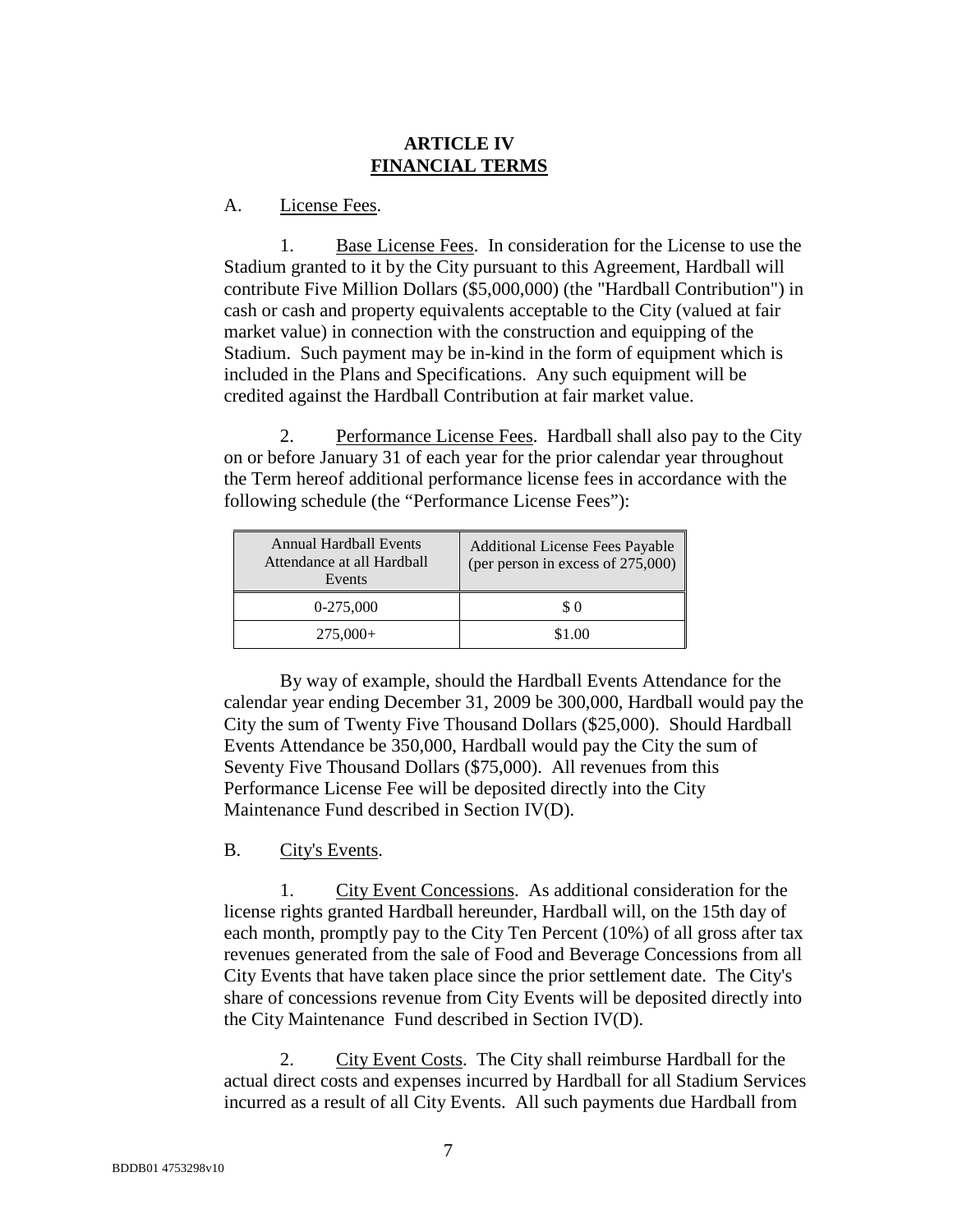# ARTICLE IV
## FINANCIAL TERMS

A. License Fees.

1. Base License Fees. In consideration for the License to use the Stadium granted to it by the City pursuant to this Agreement, Hardball will contribute Five Million Dollars ($5,000,000) (the "Hardball Contribution") in cash or cash and property equivalents acceptable to the City (valued at fair market value) in connection with the construction and equipping of the Stadium. Such payment may be in-kind in the form of equipment which is included in the Plans and Specifications. Any such equipment will be credited against the Hardball Contribution at fair market value.

2. Performance License Fees. Hardball shall also pay to the City on or before January 31 of each year for the prior calendar year throughout the Term hereof additional performance license fees in accordance with the following schedule (the "Performance License Fees"):

| Annual Hardball Events Attendance at all Hardball Events | Additional License Fees Payable (per person in excess of 275,000) |
|---|---|
| 0-275,000 | $ 0 |
| 275,000+ | $1.00 |

By way of example, should the Hardball Events Attendance for the calendar year ending December 31, 2009 be 300,000, Hardball would pay the City the sum of Twenty Five Thousand Dollars ($25,000). Should Hardball Events Attendance be 350,000, Hardball would pay the City the sum of Seventy Five Thousand Dollars ($75,000). All revenues from this Performance License Fee will be deposited directly into the City Maintenance Fund described in Section IV(D).

B. City's Events.

1. City Event Concessions. As additional consideration for the license rights granted Hardball hereunder, Hardball will, on the 15th day of each month, promptly pay to the City Ten Percent (10%) of all gross after tax revenues generated from the sale of Food and Beverage Concessions from all City Events that have taken place since the prior settlement date. The City's share of concessions revenue from City Events will be deposited directly into the City Maintenance Fund described in Section IV(D).

2. City Event Costs. The City shall reimburse Hardball for the actual direct costs and expenses incurred by Hardball for all Stadium Services incurred as a result of all City Events. All such payments due Hardball from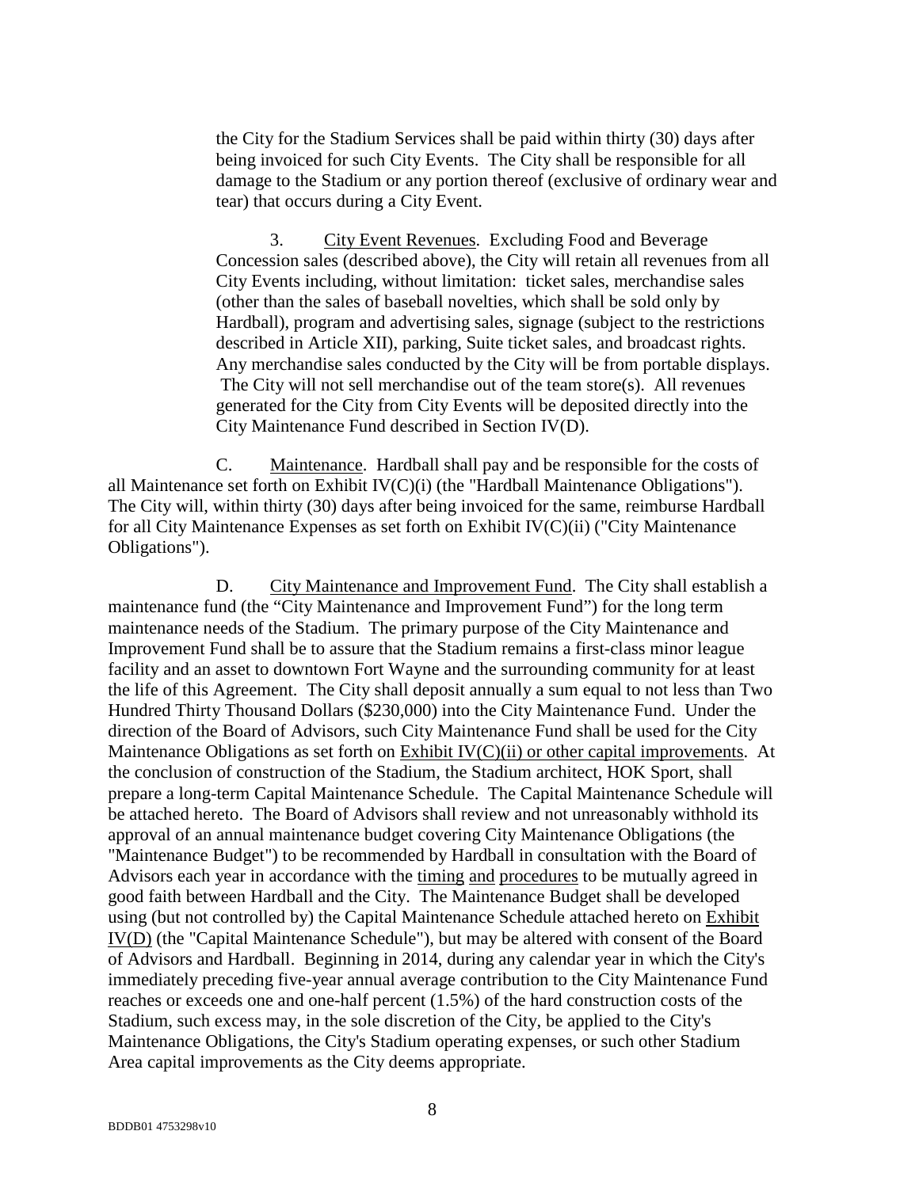the City for the Stadium Services shall be paid within thirty (30) days after being invoiced for such City Events. The City shall be responsible for all damage to the Stadium or any portion thereof (exclusive of ordinary wear and tear) that occurs during a City Event.

3. City Event Revenues. Excluding Food and Beverage Concession sales (described above), the City will retain all revenues from all City Events including, without limitation: ticket sales, merchandise sales (other than the sales of baseball novelties, which shall be sold only by Hardball), program and advertising sales, signage (subject to the restrictions described in Article XII), parking, Suite ticket sales, and broadcast rights. Any merchandise sales conducted by the City will be from portable displays. The City will not sell merchandise out of the team store(s). All revenues generated for the City from City Events will be deposited directly into the City Maintenance Fund described in Section IV(D).

C. Maintenance. Hardball shall pay and be responsible for the costs of all Maintenance set forth on Exhibit IV(C)(i) (the "Hardball Maintenance Obligations"). The City will, within thirty (30) days after being invoiced for the same, reimburse Hardball for all City Maintenance Expenses as set forth on Exhibit IV(C)(ii) ("City Maintenance Obligations").

D. City Maintenance and Improvement Fund. The City shall establish a maintenance fund (the "City Maintenance and Improvement Fund") for the long term maintenance needs of the Stadium. The primary purpose of the City Maintenance and Improvement Fund shall be to assure that the Stadium remains a first-class minor league facility and an asset to downtown Fort Wayne and the surrounding community for at least the life of this Agreement. The City shall deposit annually a sum equal to not less than Two Hundred Thirty Thousand Dollars ($230,000) into the City Maintenance Fund. Under the direction of the Board of Advisors, such City Maintenance Fund shall be used for the City Maintenance Obligations as set forth on Exhibit IV(C)(ii) or other capital improvements. At the conclusion of construction of the Stadium, the Stadium architect, HOK Sport, shall prepare a long-term Capital Maintenance Schedule. The Capital Maintenance Schedule will be attached hereto. The Board of Advisors shall review and not unreasonably withhold its approval of an annual maintenance budget covering City Maintenance Obligations (the "Maintenance Budget") to be recommended by Hardball in consultation with the Board of Advisors each year in accordance with the timing and procedures to be mutually agreed in good faith between Hardball and the City. The Maintenance Budget shall be developed using (but not controlled by) the Capital Maintenance Schedule attached hereto on Exhibit IV(D) (the "Capital Maintenance Schedule"), but may be altered with consent of the Board of Advisors and Hardball. Beginning in 2014, during any calendar year in which the City's immediately preceding five-year annual average contribution to the City Maintenance Fund reaches or exceeds one and one-half percent (1.5%) of the hard construction costs of the Stadium, such excess may, in the sole discretion of the City, be applied to the City's Maintenance Obligations, the City's Stadium operating expenses, or such other Stadium Area capital improvements as the City deems appropriate.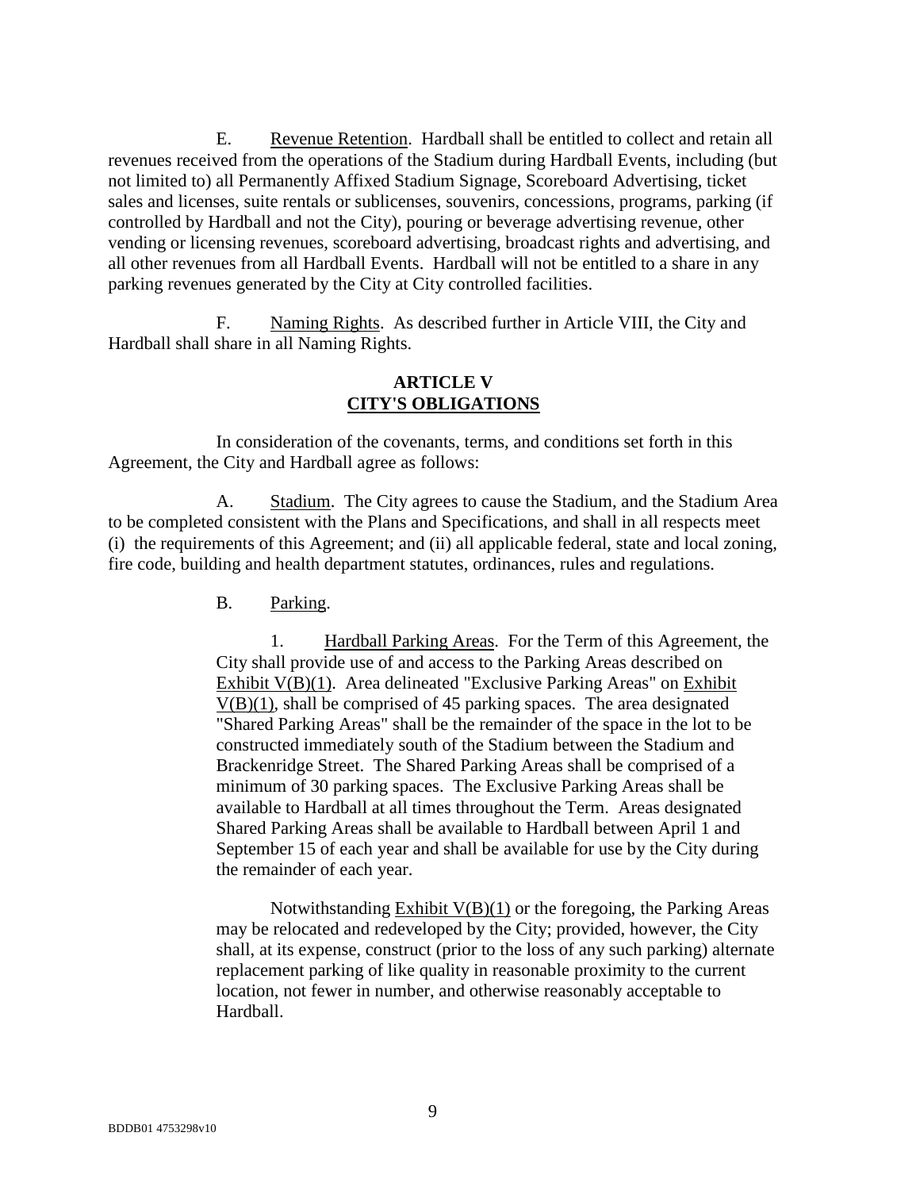E. Revenue Retention. Hardball shall be entitled to collect and retain all revenues received from the operations of the Stadium during Hardball Events, including (but not limited to) all Permanently Affixed Stadium Signage, Scoreboard Advertising, ticket sales and licenses, suite rentals or sublicenses, souvenirs, concessions, programs, parking (if controlled by Hardball and not the City), pouring or beverage advertising revenue, other vending or licensing revenues, scoreboard advertising, broadcast rights and advertising, and all other revenues from all Hardball Events. Hardball will not be entitled to a share in any parking revenues generated by the City at City controlled facilities.

F. Naming Rights. As described further in Article VIII, the City and Hardball shall share in all Naming Rights.

## ARTICLE V
## CITY'S OBLIGATIONS

In consideration of the covenants, terms, and conditions set forth in this Agreement, the City and Hardball agree as follows:

A. Stadium. The City agrees to cause the Stadium, and the Stadium Area to be completed consistent with the Plans and Specifications, and shall in all respects meet (i) the requirements of this Agreement; and (ii) all applicable federal, state and local zoning, fire code, building and health department statutes, ordinances, rules and regulations.

B. Parking.

1. Hardball Parking Areas. For the Term of this Agreement, the City shall provide use of and access to the Parking Areas described on Exhibit V(B)(1). Area delineated "Exclusive Parking Areas" on Exhibit V(B)(1), shall be comprised of 45 parking spaces. The area designated "Shared Parking Areas" shall be the remainder of the space in the lot to be constructed immediately south of the Stadium between the Stadium and Brackenridge Street. The Shared Parking Areas shall be comprised of a minimum of 30 parking spaces. The Exclusive Parking Areas shall be available to Hardball at all times throughout the Term. Areas designated Shared Parking Areas shall be available to Hardball between April 1 and September 15 of each year and shall be available for use by the City during the remainder of each year.

Notwithstanding Exhibit V(B)(1) or the foregoing, the Parking Areas may be relocated and redeveloped by the City; provided, however, the City shall, at its expense, construct (prior to the loss of any such parking) alternate replacement parking of like quality in reasonable proximity to the current location, not fewer in number, and otherwise reasonably acceptable to Hardball.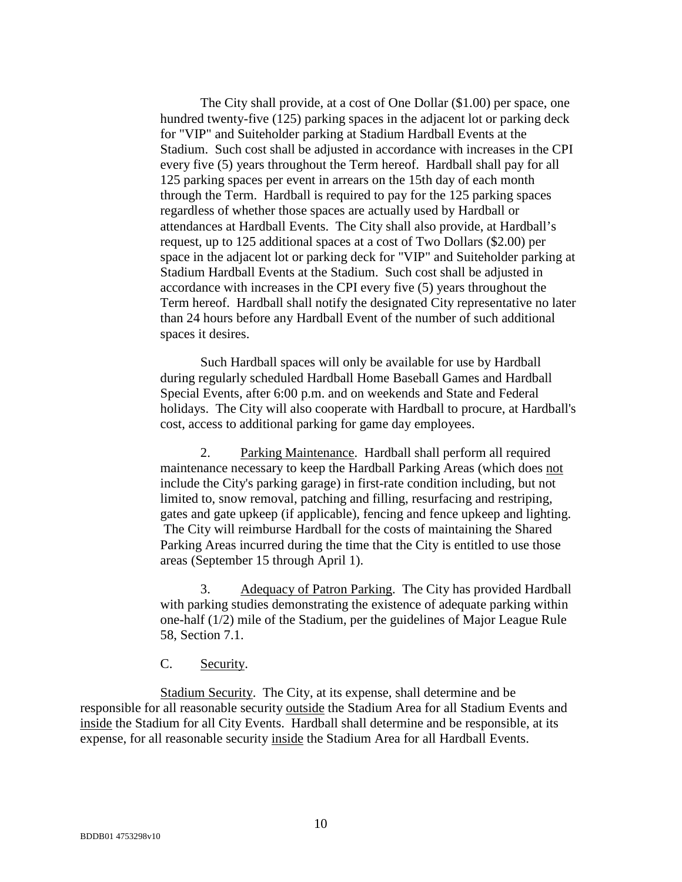The City shall provide, at a cost of One Dollar ($1.00) per space, one hundred twenty-five (125) parking spaces in the adjacent lot or parking deck for "VIP" and Suiteholder parking at Stadium Hardball Events at the Stadium. Such cost shall be adjusted in accordance with increases in the CPI every five (5) years throughout the Term hereof. Hardball shall pay for all 125 parking spaces per event in arrears on the 15th day of each month through the Term. Hardball is required to pay for the 125 parking spaces regardless of whether those spaces are actually used by Hardball or attendances at Hardball Events. The City shall also provide, at Hardball's request, up to 125 additional spaces at a cost of Two Dollars ($2.00) per space in the adjacent lot or parking deck for "VIP" and Suiteholder parking at Stadium Hardball Events at the Stadium. Such cost shall be adjusted in accordance with increases in the CPI every five (5) years throughout the Term hereof. Hardball shall notify the designated City representative no later than 24 hours before any Hardball Event of the number of such additional spaces it desires.

Such Hardball spaces will only be available for use by Hardball during regularly scheduled Hardball Home Baseball Games and Hardball Special Events, after 6:00 p.m. and on weekends and State and Federal holidays. The City will also cooperate with Hardball to procure, at Hardball's cost, access to additional parking for game day employees.

2. Parking Maintenance. Hardball shall perform all required maintenance necessary to keep the Hardball Parking Areas (which does not include the City's parking garage) in first-rate condition including, but not limited to, snow removal, patching and filling, resurfacing and restriping, gates and gate upkeep (if applicable), fencing and fence upkeep and lighting. The City will reimburse Hardball for the costs of maintaining the Shared Parking Areas incurred during the time that the City is entitled to use those areas (September 15 through April 1).

3. Adequacy of Patron Parking. The City has provided Hardball with parking studies demonstrating the existence of adequate parking within one-half (1/2) mile of the Stadium, per the guidelines of Major League Rule 58, Section 7.1.

C. Security.

Stadium Security. The City, at its expense, shall determine and be responsible for all reasonable security outside the Stadium Area for all Stadium Events and inside the Stadium for all City Events. Hardball shall determine and be responsible, at its expense, for all reasonable security inside the Stadium Area for all Hardball Events.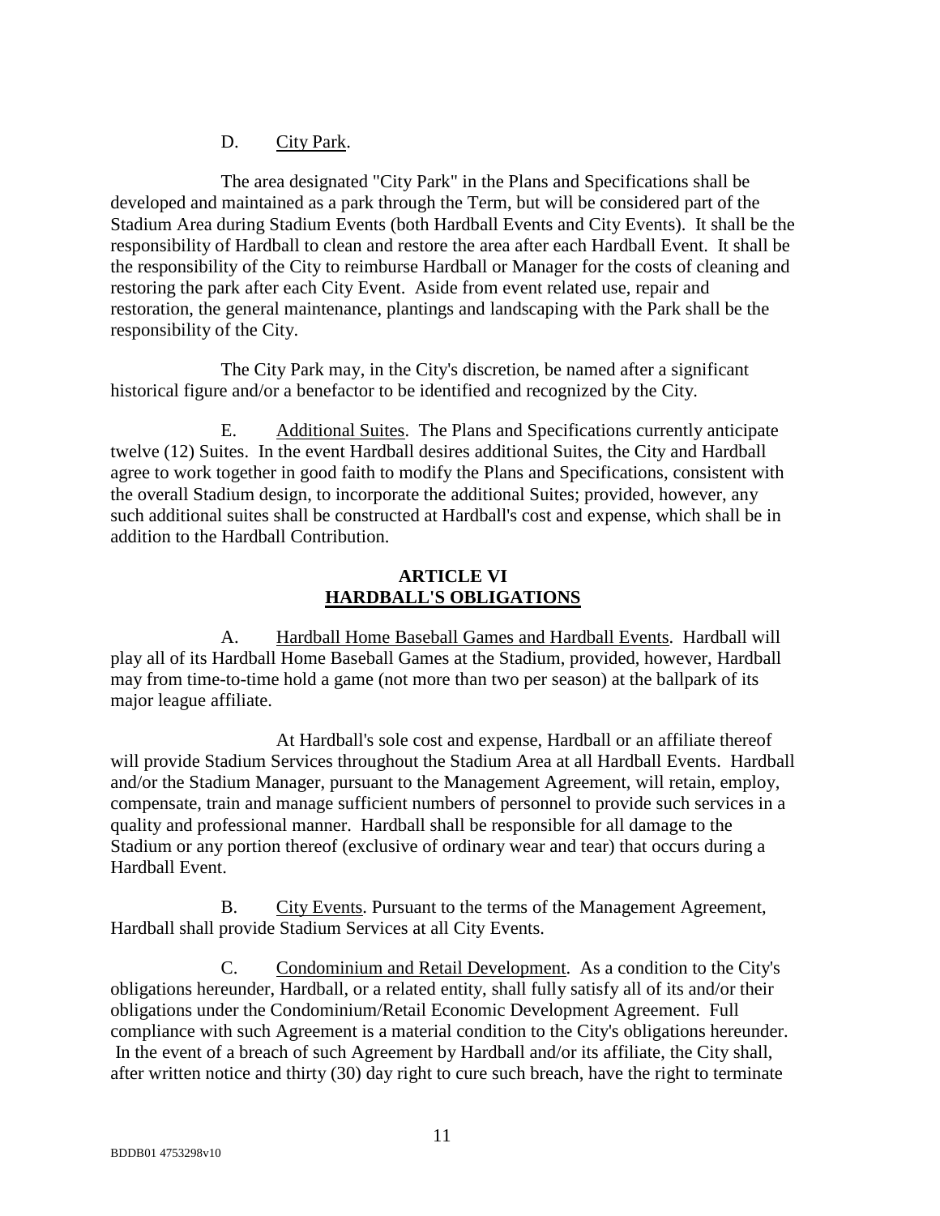D. City Park.

The area designated "City Park" in the Plans and Specifications shall be developed and maintained as a park through the Term, but will be considered part of the Stadium Area during Stadium Events (both Hardball Events and City Events). It shall be the responsibility of Hardball to clean and restore the area after each Hardball Event. It shall be the responsibility of the City to reimburse Hardball or Manager for the costs of cleaning and restoring the park after each City Event. Aside from event related use, repair and restoration, the general maintenance, plantings and landscaping with the Park shall be the responsibility of the City.

The City Park may, in the City's discretion, be named after a significant historical figure and/or a benefactor to be identified and recognized by the City.

E. Additional Suites. The Plans and Specifications currently anticipate twelve (12) Suites. In the event Hardball desires additional Suites, the City and Hardball agree to work together in good faith to modify the Plans and Specifications, consistent with the overall Stadium design, to incorporate the additional Suites; provided, however, any such additional suites shall be constructed at Hardball's cost and expense, which shall be in addition to the Hardball Contribution.

## ARTICLE VI
## HARDBALL'S OBLIGATIONS

A. Hardball Home Baseball Games and Hardball Events. Hardball will play all of its Hardball Home Baseball Games at the Stadium, provided, however, Hardball may from time-to-time hold a game (not more than two per season) at the ballpark of its major league affiliate.

At Hardball's sole cost and expense, Hardball or an affiliate thereof will provide Stadium Services throughout the Stadium Area at all Hardball Events. Hardball and/or the Stadium Manager, pursuant to the Management Agreement, will retain, employ, compensate, train and manage sufficient numbers of personnel to provide such services in a quality and professional manner. Hardball shall be responsible for all damage to the Stadium or any portion thereof (exclusive of ordinary wear and tear) that occurs during a Hardball Event.

B. City Events. Pursuant to the terms of the Management Agreement, Hardball shall provide Stadium Services at all City Events.

C. Condominium and Retail Development. As a condition to the City's obligations hereunder, Hardball, or a related entity, shall fully satisfy all of its and/or their obligations under the Condominium/Retail Economic Development Agreement. Full compliance with such Agreement is a material condition to the City's obligations hereunder. In the event of a breach of such Agreement by Hardball and/or its affiliate, the City shall, after written notice and thirty (30) day right to cure such breach, have the right to terminate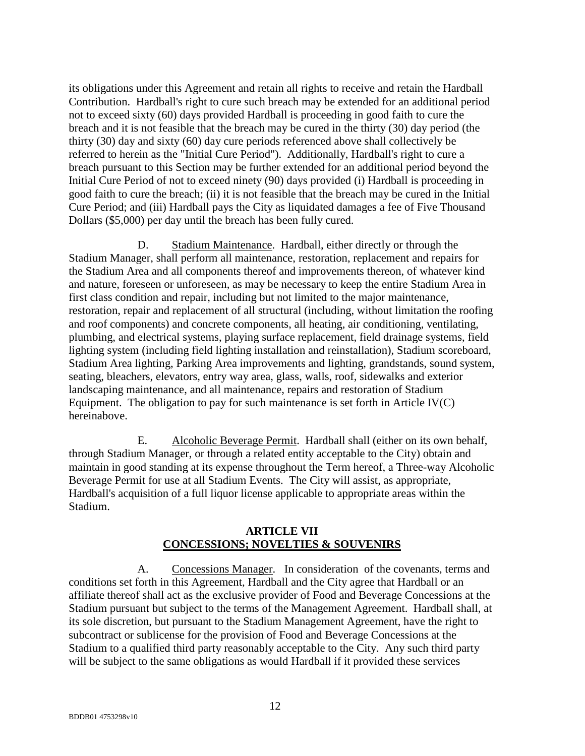its obligations under this Agreement and retain all rights to receive and retain the Hardball Contribution. Hardball's right to cure such breach may be extended for an additional period not to exceed sixty (60) days provided Hardball is proceeding in good faith to cure the breach and it is not feasible that the breach may be cured in the thirty (30) day period (the thirty (30) day and sixty (60) day cure periods referenced above shall collectively be referred to herein as the "Initial Cure Period"). Additionally, Hardball's right to cure a breach pursuant to this Section may be further extended for an additional period beyond the Initial Cure Period of not to exceed ninety (90) days provided (i) Hardball is proceeding in good faith to cure the breach; (ii) it is not feasible that the breach may be cured in the Initial Cure Period; and (iii) Hardball pays the City as liquidated damages a fee of Five Thousand Dollars ($5,000) per day until the breach has been fully cured.

D. Stadium Maintenance. Hardball, either directly or through the Stadium Manager, shall perform all maintenance, restoration, replacement and repairs for the Stadium Area and all components thereof and improvements thereon, of whatever kind and nature, foreseen or unforeseen, as may be necessary to keep the entire Stadium Area in first class condition and repair, including but not limited to the major maintenance, restoration, repair and replacement of all structural (including, without limitation the roofing and roof components) and concrete components, all heating, air conditioning, ventilating, plumbing, and electrical systems, playing surface replacement, field drainage systems, field lighting system (including field lighting installation and reinstallation), Stadium scoreboard, Stadium Area lighting, Parking Area improvements and lighting, grandstands, sound system, seating, bleachers, elevators, entry way area, glass, walls, roof, sidewalks and exterior landscaping maintenance, and all maintenance, repairs and restoration of Stadium Equipment. The obligation to pay for such maintenance is set forth in Article IV(C) hereinabove.

E. Alcoholic Beverage Permit. Hardball shall (either on its own behalf, through Stadium Manager, or through a related entity acceptable to the City) obtain and maintain in good standing at its expense throughout the Term hereof, a Three-way Alcoholic Beverage Permit for use at all Stadium Events. The City will assist, as appropriate, Hardball's acquisition of a full liquor license applicable to appropriate areas within the Stadium.

## ARTICLE VII
## CONCESSIONS; NOVELTIES & SOUVENIRS

A. Concessions Manager. In consideration of the covenants, terms and conditions set forth in this Agreement, Hardball and the City agree that Hardball or an affiliate thereof shall act as the exclusive provider of Food and Beverage Concessions at the Stadium pursuant but subject to the terms of the Management Agreement. Hardball shall, at its sole discretion, but pursuant to the Stadium Management Agreement, have the right to subcontract or sublicense for the provision of Food and Beverage Concessions at the Stadium to a qualified third party reasonably acceptable to the City. Any such third party will be subject to the same obligations as would Hardball if it provided these services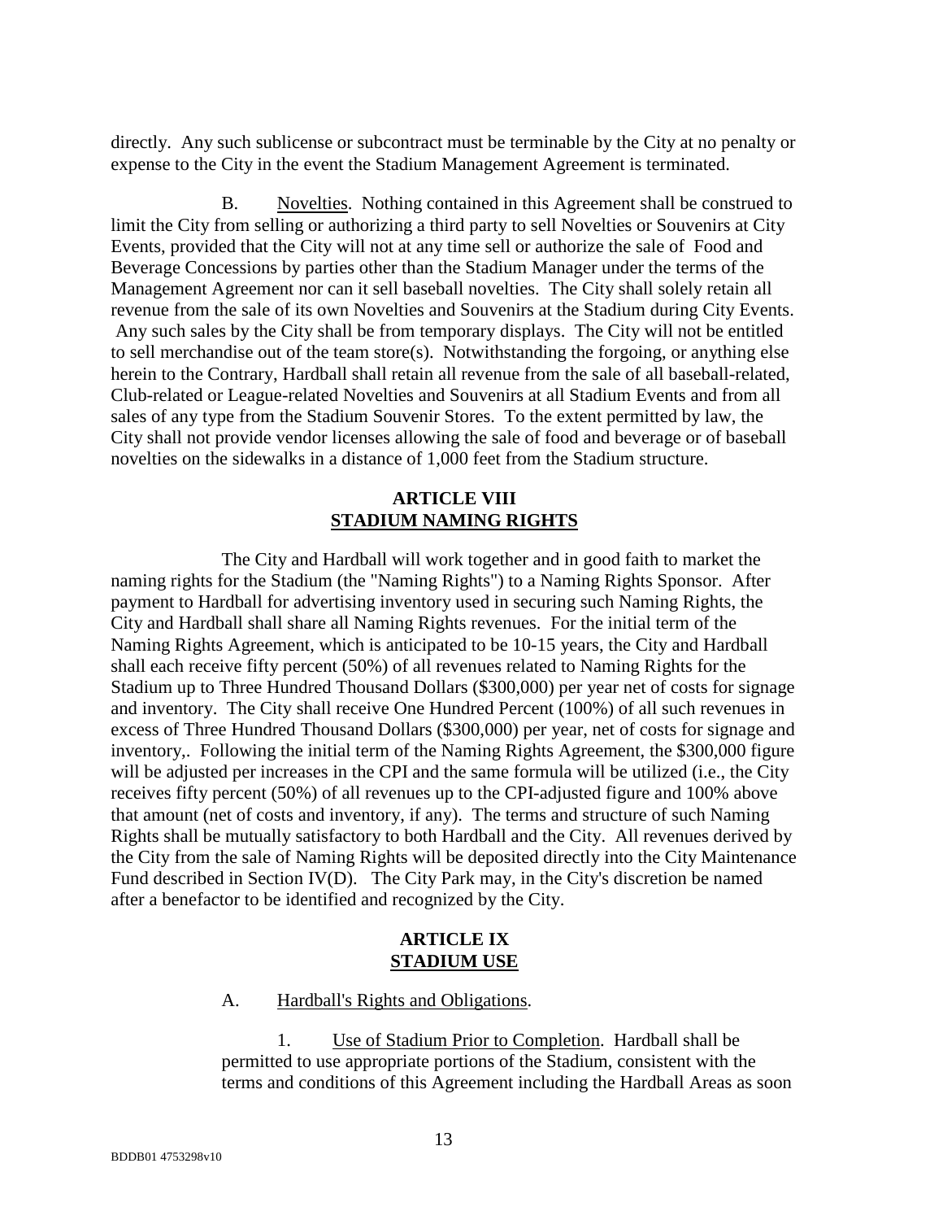directly. Any such sublicense or subcontract must be terminable by the City at no penalty or expense to the City in the event the Stadium Management Agreement is terminated.

B. Novelties. Nothing contained in this Agreement shall be construed to limit the City from selling or authorizing a third party to sell Novelties or Souvenirs at City Events, provided that the City will not at any time sell or authorize the sale of Food and Beverage Concessions by parties other than the Stadium Manager under the terms of the Management Agreement nor can it sell baseball novelties. The City shall solely retain all revenue from the sale of its own Novelties and Souvenirs at the Stadium during City Events. Any such sales by the City shall be from temporary displays. The City will not be entitled to sell merchandise out of the team store(s). Notwithstanding the forgoing, or anything else herein to the Contrary, Hardball shall retain all revenue from the sale of all baseball-related, Club-related or League-related Novelties and Souvenirs at all Stadium Events and from all sales of any type from the Stadium Souvenir Stores. To the extent permitted by law, the City shall not provide vendor licenses allowing the sale of food and beverage or of baseball novelties on the sidewalks in a distance of 1,000 feet from the Stadium structure.

## ARTICLE VIII
## STADIUM NAMING RIGHTS

The City and Hardball will work together and in good faith to market the naming rights for the Stadium (the "Naming Rights") to a Naming Rights Sponsor. After payment to Hardball for advertising inventory used in securing such Naming Rights, the City and Hardball shall share all Naming Rights revenues. For the initial term of the Naming Rights Agreement, which is anticipated to be 10-15 years, the City and Hardball shall each receive fifty percent (50%) of all revenues related to Naming Rights for the Stadium up to Three Hundred Thousand Dollars ($300,000) per year net of costs for signage and inventory. The City shall receive One Hundred Percent (100%) of all such revenues in excess of Three Hundred Thousand Dollars ($300,000) per year, net of costs for signage and inventory,. Following the initial term of the Naming Rights Agreement, the $300,000 figure will be adjusted per increases in the CPI and the same formula will be utilized (i.e., the City receives fifty percent (50%) of all revenues up to the CPI-adjusted figure and 100% above that amount (net of costs and inventory, if any). The terms and structure of such Naming Rights shall be mutually satisfactory to both Hardball and the City. All revenues derived by the City from the sale of Naming Rights will be deposited directly into the City Maintenance Fund described in Section IV(D). The City Park may, in the City's discretion be named after a benefactor to be identified and recognized by the City.

## ARTICLE IX
## STADIUM USE

A. Hardball's Rights and Obligations.

1. Use of Stadium Prior to Completion. Hardball shall be permitted to use appropriate portions of the Stadium, consistent with the terms and conditions of this Agreement including the Hardball Areas as soon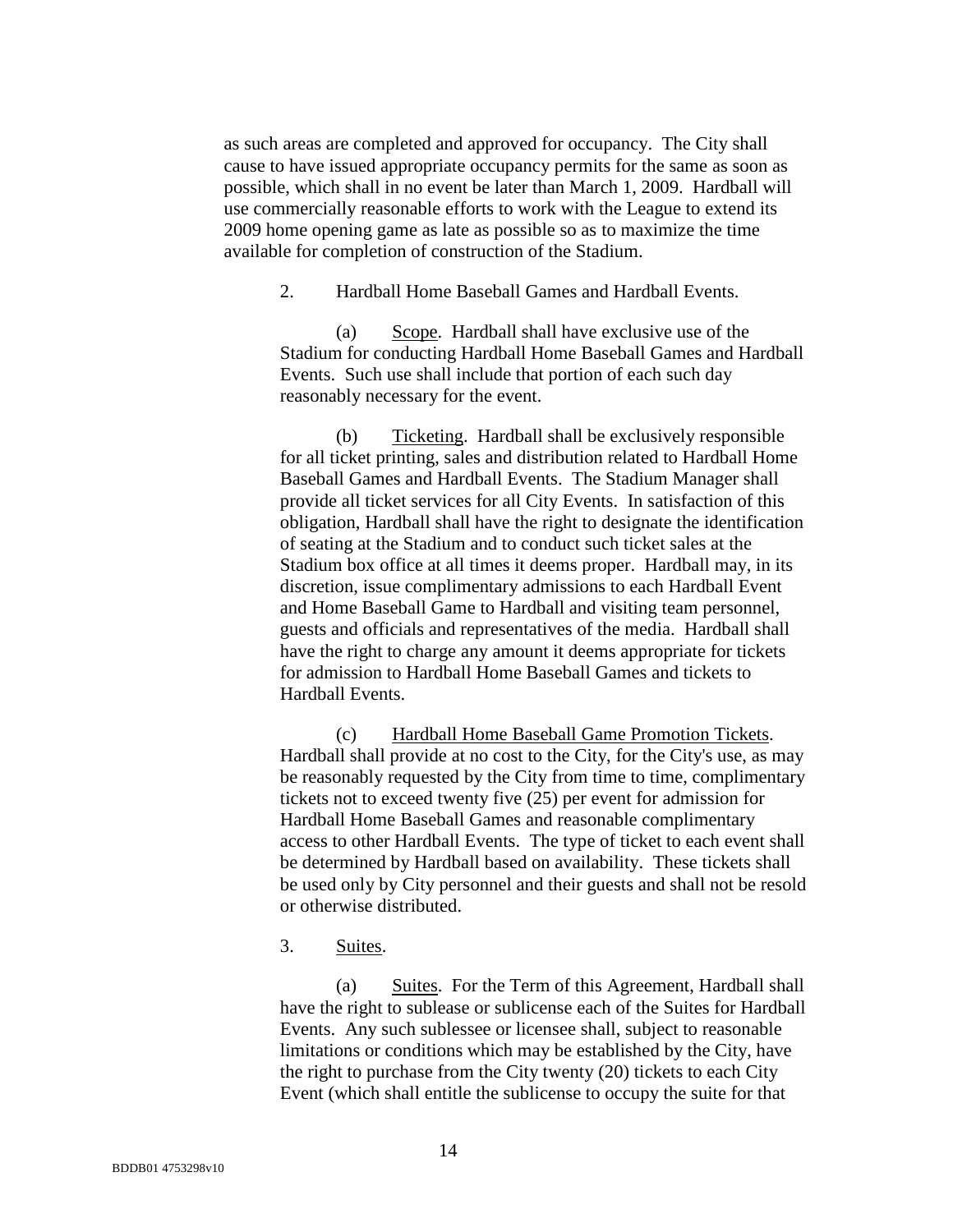as such areas are completed and approved for occupancy. The City shall cause to have issued appropriate occupancy permits for the same as soon as possible, which shall in no event be later than March 1, 2009. Hardball will use commercially reasonable efforts to work with the League to extend its 2009 home opening game as late as possible so as to maximize the time available for completion of construction of the Stadium.

2. Hardball Home Baseball Games and Hardball Events.

(a) Scope. Hardball shall have exclusive use of the Stadium for conducting Hardball Home Baseball Games and Hardball Events. Such use shall include that portion of each such day reasonably necessary for the event.

(b) Ticketing. Hardball shall be exclusively responsible for all ticket printing, sales and distribution related to Hardball Home Baseball Games and Hardball Events. The Stadium Manager shall provide all ticket services for all City Events. In satisfaction of this obligation, Hardball shall have the right to designate the identification of seating at the Stadium and to conduct such ticket sales at the Stadium box office at all times it deems proper. Hardball may, in its discretion, issue complimentary admissions to each Hardball Event and Home Baseball Game to Hardball and visiting team personnel, guests and officials and representatives of the media. Hardball shall have the right to charge any amount it deems appropriate for tickets for admission to Hardball Home Baseball Games and tickets to Hardball Events.

(c) Hardball Home Baseball Game Promotion Tickets. Hardball shall provide at no cost to the City, for the City's use, as may be reasonably requested by the City from time to time, complimentary tickets not to exceed twenty five (25) per event for admission for Hardball Home Baseball Games and reasonable complimentary access to other Hardball Events. The type of ticket to each event shall be determined by Hardball based on availability. These tickets shall be used only by City personnel and their guests and shall not be resold or otherwise distributed.

3. Suites.

(a) Suites. For the Term of this Agreement, Hardball shall have the right to sublease or sublicense each of the Suites for Hardball Events. Any such sublessee or licensee shall, subject to reasonable limitations or conditions which may be established by the City, have the right to purchase from the City twenty (20) tickets to each City Event (which shall entitle the sublicense to occupy the suite for that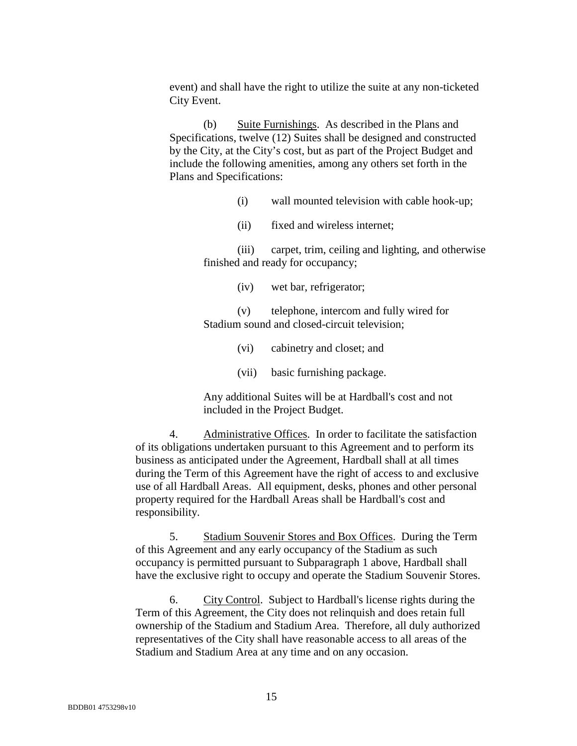event) and shall have the right to utilize the suite at any non-ticketed City Event.

(b) Suite Furnishings. As described in the Plans and Specifications, twelve (12) Suites shall be designed and constructed by the City, at the City's cost, but as part of the Project Budget and include the following amenities, among any others set forth in the Plans and Specifications:

(i) wall mounted television with cable hook-up;

(ii) fixed and wireless internet;

(iii) carpet, trim, ceiling and lighting, and otherwise finished and ready for occupancy;

(iv) wet bar, refrigerator;

(v) telephone, intercom and fully wired for Stadium sound and closed-circuit television;

(vi) cabinetry and closet; and

(vii) basic furnishing package.

Any additional Suites will be at Hardball's cost and not included in the Project Budget.

4. Administrative Offices. In order to facilitate the satisfaction of its obligations undertaken pursuant to this Agreement and to perform its business as anticipated under the Agreement, Hardball shall at all times during the Term of this Agreement have the right of access to and exclusive use of all Hardball Areas. All equipment, desks, phones and other personal property required for the Hardball Areas shall be Hardball's cost and responsibility.

5. Stadium Souvenir Stores and Box Offices. During the Term of this Agreement and any early occupancy of the Stadium as such occupancy is permitted pursuant to Subparagraph 1 above, Hardball shall have the exclusive right to occupy and operate the Stadium Souvenir Stores.

6. City Control. Subject to Hardball's license rights during the Term of this Agreement, the City does not relinquish and does retain full ownership of the Stadium and Stadium Area. Therefore, all duly authorized representatives of the City shall have reasonable access to all areas of the Stadium and Stadium Area at any time and on any occasion.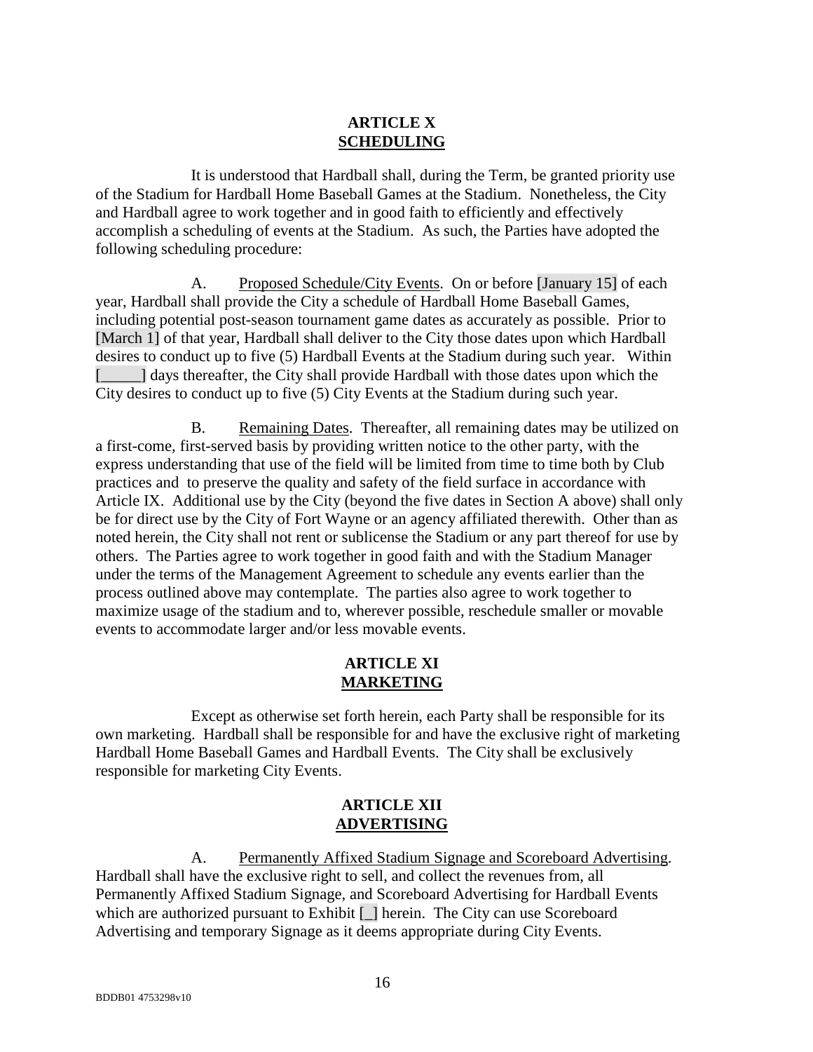**ARTICLE X**
**<u>SCHEDULING</u>**

It is understood that Hardball shall, during the Term, be granted priority use of the Stadium for Hardball Home Baseball Games at the Stadium. Nonetheless, the City and Hardball agree to work together and in good faith to efficiently and effectively accomplish a scheduling of events at the Stadium. As such, the Parties have adopted the following scheduling procedure:

A. <u>Proposed Schedule/City Events</u>. On or before [January 15] of each year, Hardball shall provide the City a schedule of Hardball Home Baseball Games, including potential post-season tournament game dates as accurately as possible. Prior to [March 1] of that year, Hardball shall deliver to the City those dates upon which Hardball desires to conduct up to five (5) Hardball Events at the Stadium during such year. Within [_____] days thereafter, the City shall provide Hardball with those dates upon which the City desires to conduct up to five (5) City Events at the Stadium during such year.

B. <u>Remaining Dates</u>. Thereafter, all remaining dates may be utilized on a first-come, first-served basis by providing written notice to the other party, with the express understanding that use of the field will be limited from time to time both by Club practices and to preserve the quality and safety of the field surface in accordance with Article IX. Additional use by the City (beyond the five dates in Section A above) shall only be for direct use by the City of Fort Wayne or an agency affiliated therewith. Other than as noted herein, the City shall not rent or sublicense the Stadium or any part thereof for use by others. The Parties agree to work together in good faith and with the Stadium Manager under the terms of the Management Agreement to schedule any events earlier than the process outlined above may contemplate. The parties also agree to work together to maximize usage of the stadium and to, wherever possible, reschedule smaller or movable events to accommodate larger and/or less movable events.

**ARTICLE XI**
**<u>MARKETING</u>**

Except as otherwise set forth herein, each Party shall be responsible for its own marketing. Hardball shall be responsible for and have the exclusive right of marketing Hardball Home Baseball Games and Hardball Events. The City shall be exclusively responsible for marketing City Events.

**ARTICLE XII**
**<u>ADVERTISING</u>**

A. <u>Permanently Affixed Stadium Signage and Scoreboard Advertising</u>. Hardball shall have the exclusive right to sell, and collect the revenues from, all Permanently Affixed Stadium Signage, and Scoreboard Advertising for Hardball Events which are authorized pursuant to Exhibit [_] herein. The City can use Scoreboard Advertising and temporary Signage as it deems appropriate during City Events.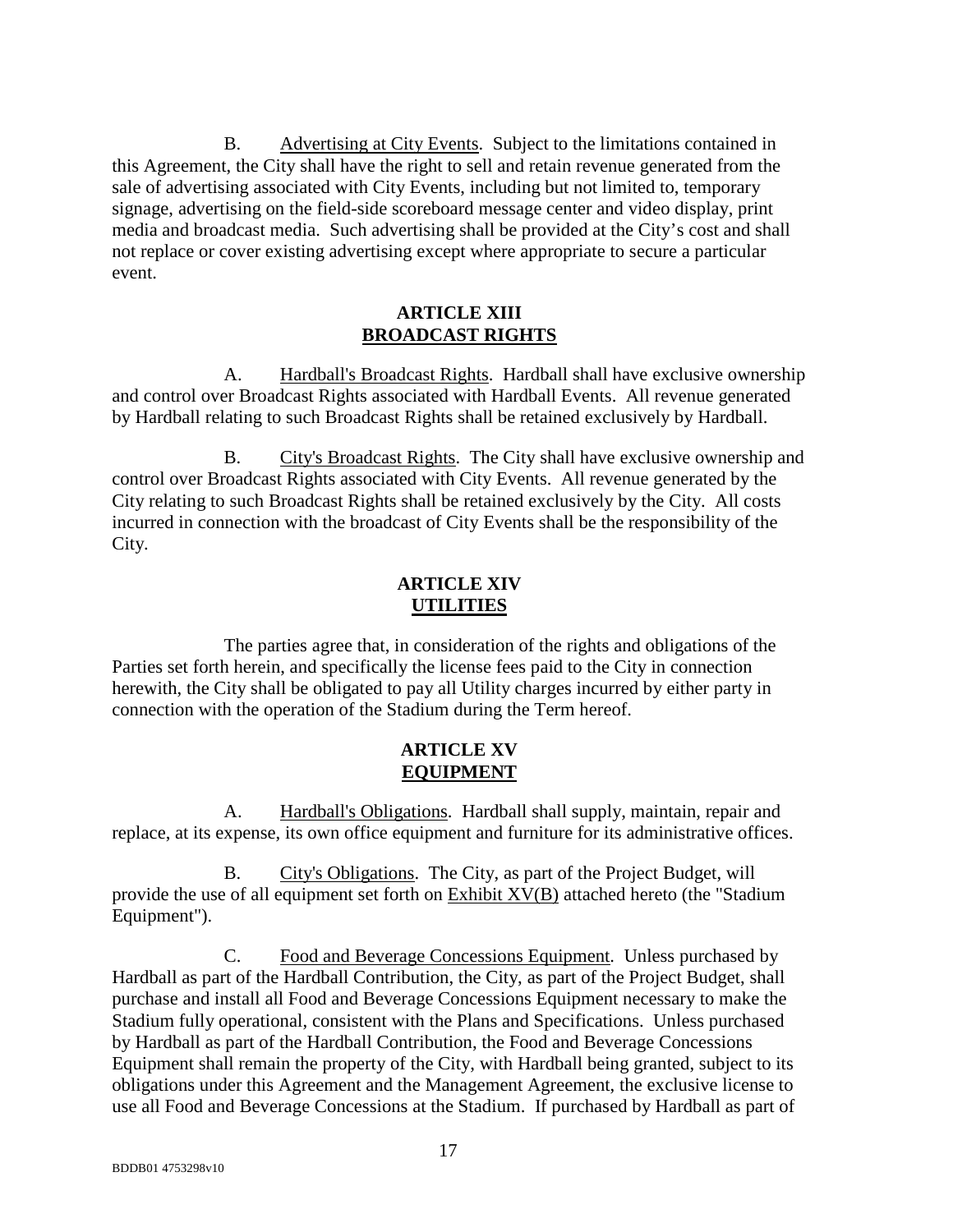B. Advertising at City Events. Subject to the limitations contained in this Agreement, the City shall have the right to sell and retain revenue generated from the sale of advertising associated with City Events, including but not limited to, temporary signage, advertising on the field-side scoreboard message center and video display, print media and broadcast media. Such advertising shall be provided at the City's cost and shall not replace or cover existing advertising except where appropriate to secure a particular event.

## ARTICLE XIII
## BROADCAST RIGHTS

A. Hardball's Broadcast Rights. Hardball shall have exclusive ownership and control over Broadcast Rights associated with Hardball Events. All revenue generated by Hardball relating to such Broadcast Rights shall be retained exclusively by Hardball.

B. City's Broadcast Rights. The City shall have exclusive ownership and control over Broadcast Rights associated with City Events. All revenue generated by the City relating to such Broadcast Rights shall be retained exclusively by the City. All costs incurred in connection with the broadcast of City Events shall be the responsibility of the City.

## ARTICLE XIV
## UTILITIES

The parties agree that, in consideration of the rights and obligations of the Parties set forth herein, and specifically the license fees paid to the City in connection herewith, the City shall be obligated to pay all Utility charges incurred by either party in connection with the operation of the Stadium during the Term hereof.

## ARTICLE XV
## EQUIPMENT

A. Hardball's Obligations. Hardball shall supply, maintain, repair and replace, at its expense, its own office equipment and furniture for its administrative offices.

B. City's Obligations. The City, as part of the Project Budget, will provide the use of all equipment set forth on Exhibit XV(B) attached hereto (the "Stadium Equipment").

C. Food and Beverage Concessions Equipment. Unless purchased by Hardball as part of the Hardball Contribution, the City, as part of the Project Budget, shall purchase and install all Food and Beverage Concessions Equipment necessary to make the Stadium fully operational, consistent with the Plans and Specifications. Unless purchased by Hardball as part of the Hardball Contribution, the Food and Beverage Concessions Equipment shall remain the property of the City, with Hardball being granted, subject to its obligations under this Agreement and the Management Agreement, the exclusive license to use all Food and Beverage Concessions at the Stadium. If purchased by Hardball as part of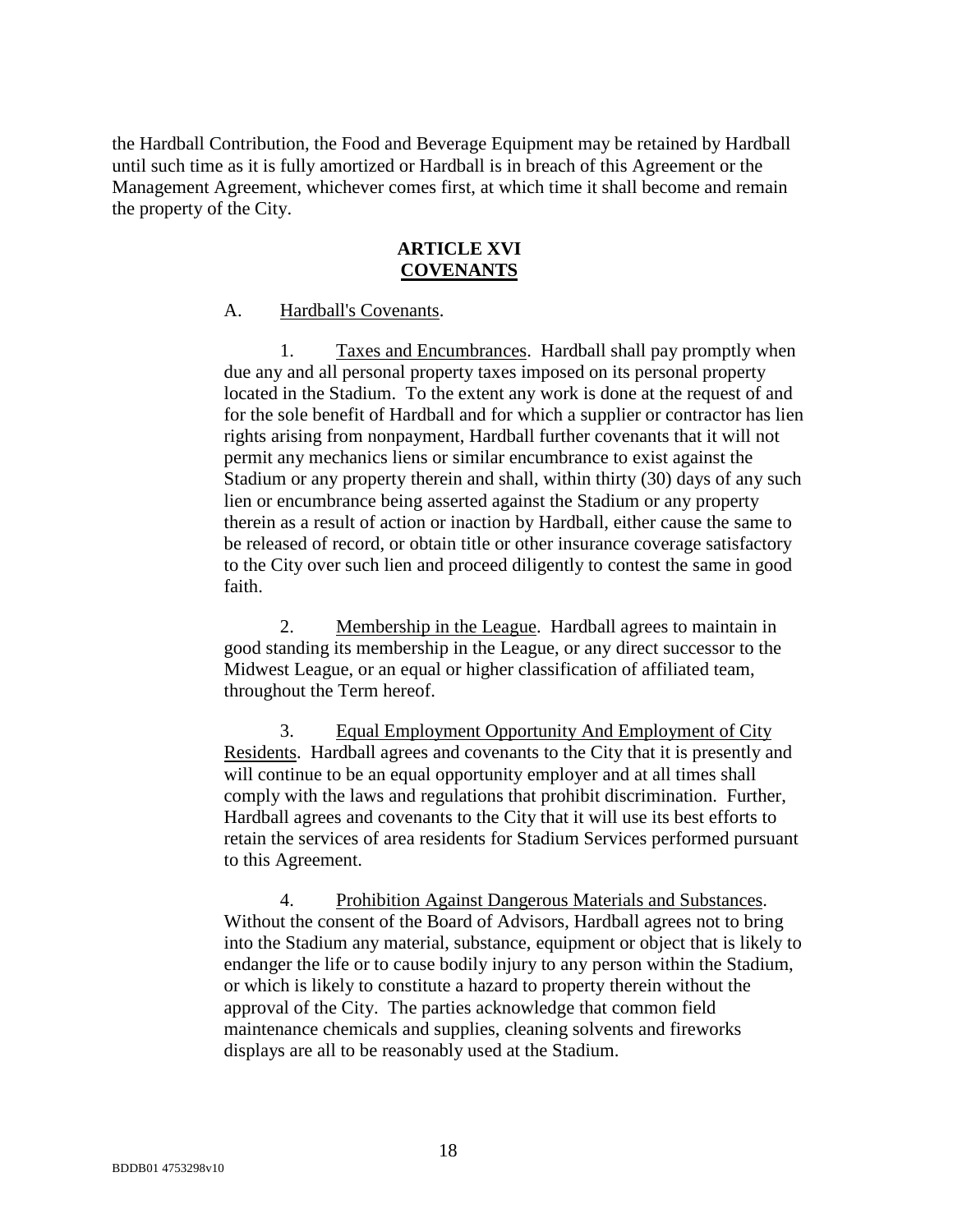the Hardball Contribution, the Food and Beverage Equipment may be retained by Hardball until such time as it is fully amortized or Hardball is in breach of this Agreement or the Management Agreement, whichever comes first, at which time it shall become and remain the property of the City.

## ARTICLE XVI
## COVENANTS

A. Hardball's Covenants.

1. Taxes and Encumbrances. Hardball shall pay promptly when due any and all personal property taxes imposed on its personal property located in the Stadium. To the extent any work is done at the request of and for the sole benefit of Hardball and for which a supplier or contractor has lien rights arising from nonpayment, Hardball further covenants that it will not permit any mechanics liens or similar encumbrance to exist against the Stadium or any property therein and shall, within thirty (30) days of any such lien or encumbrance being asserted against the Stadium or any property therein as a result of action or inaction by Hardball, either cause the same to be released of record, or obtain title or other insurance coverage satisfactory to the City over such lien and proceed diligently to contest the same in good faith.

2. Membership in the League. Hardball agrees to maintain in good standing its membership in the League, or any direct successor to the Midwest League, or an equal or higher classification of affiliated team, throughout the Term hereof.

3. Equal Employment Opportunity And Employment of City Residents. Hardball agrees and covenants to the City that it is presently and will continue to be an equal opportunity employer and at all times shall comply with the laws and regulations that prohibit discrimination. Further, Hardball agrees and covenants to the City that it will use its best efforts to retain the services of area residents for Stadium Services performed pursuant to this Agreement.

4. Prohibition Against Dangerous Materials and Substances. Without the consent of the Board of Advisors, Hardball agrees not to bring into the Stadium any material, substance, equipment or object that is likely to endanger the life or to cause bodily injury to any person within the Stadium, or which is likely to constitute a hazard to property therein without the approval of the City. The parties acknowledge that common field maintenance chemicals and supplies, cleaning solvents and fireworks displays are all to be reasonably used at the Stadium.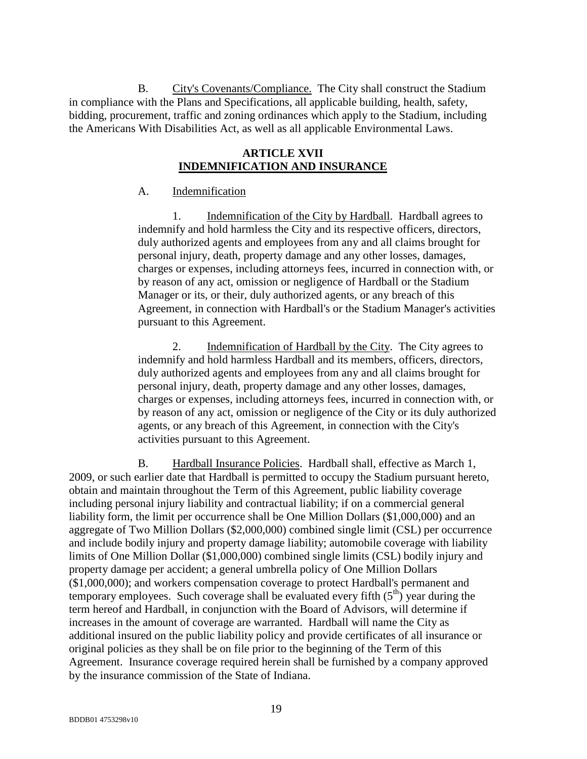B. City's Covenants/Compliance. The City shall construct the Stadium in compliance with the Plans and Specifications, all applicable building, health, safety, bidding, procurement, traffic and zoning ordinances which apply to the Stadium, including the Americans With Disabilities Act, as well as all applicable Environmental Laws.

## ARTICLE XVII
## INDEMNIFICATION AND INSURANCE

A. Indemnification

1. Indemnification of the City by Hardball. Hardball agrees to indemnify and hold harmless the City and its respective officers, directors, duly authorized agents and employees from any and all claims brought for personal injury, death, property damage and any other losses, damages, charges or expenses, including attorneys fees, incurred in connection with, or by reason of any act, omission or negligence of Hardball or the Stadium Manager or its, or their, duly authorized agents, or any breach of this Agreement, in connection with Hardball's or the Stadium Manager's activities pursuant to this Agreement.

2. Indemnification of Hardball by the City. The City agrees to indemnify and hold harmless Hardball and its members, officers, directors, duly authorized agents and employees from any and all claims brought for personal injury, death, property damage and any other losses, damages, charges or expenses, including attorneys fees, incurred in connection with, or by reason of any act, omission or negligence of the City or its duly authorized agents, or any breach of this Agreement, in connection with the City's activities pursuant to this Agreement.

B. Hardball Insurance Policies. Hardball shall, effective as March 1, 2009, or such earlier date that Hardball is permitted to occupy the Stadium pursuant hereto, obtain and maintain throughout the Term of this Agreement, public liability coverage including personal injury liability and contractual liability; if on a commercial general liability form, the limit per occurrence shall be One Million Dollars ($1,000,000) and an aggregate of Two Million Dollars ($2,000,000) combined single limit (CSL) per occurrence and include bodily injury and property damage liability; automobile coverage with liability limits of One Million Dollar ($1,000,000) combined single limits (CSL) bodily injury and property damage per accident; a general umbrella policy of One Million Dollars ($1,000,000); and workers compensation coverage to protect Hardball's permanent and temporary employees. Such coverage shall be evaluated every fifth (5th) year during the term hereof and Hardball, in conjunction with the Board of Advisors, will determine if increases in the amount of coverage are warranted. Hardball will name the City as additional insured on the public liability policy and provide certificates of all insurance or original policies as they shall be on file prior to the beginning of the Term of this Agreement. Insurance coverage required herein shall be furnished by a company approved by the insurance commission of the State of Indiana.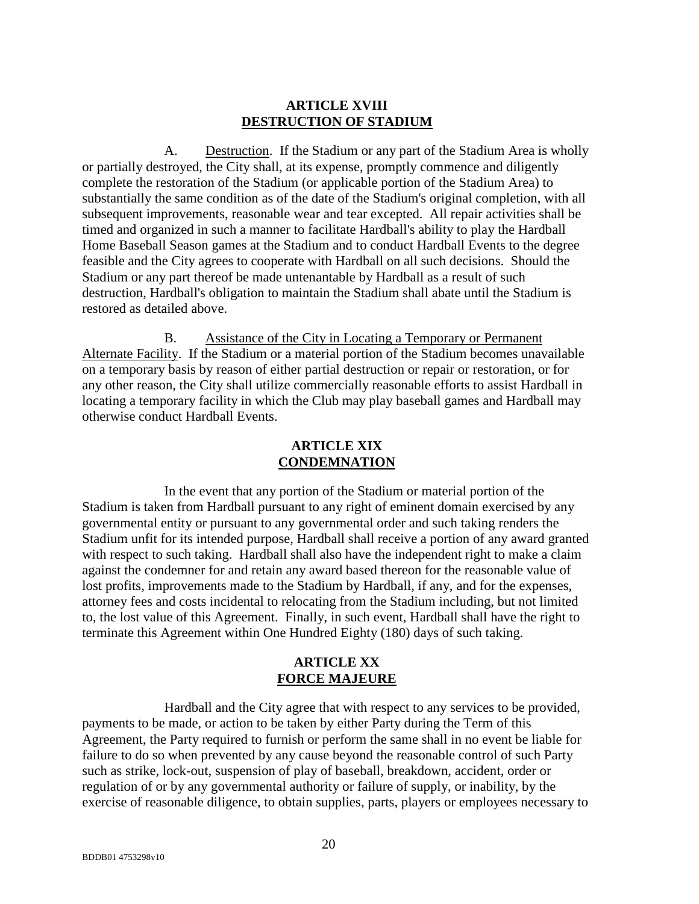## ARTICLE XVIII
## DESTRUCTION OF STADIUM

A. Destruction. If the Stadium or any part of the Stadium Area is wholly or partially destroyed, the City shall, at its expense, promptly commence and diligently complete the restoration of the Stadium (or applicable portion of the Stadium Area) to substantially the same condition as of the date of the Stadium's original completion, with all subsequent improvements, reasonable wear and tear excepted. All repair activities shall be timed and organized in such a manner to facilitate Hardball's ability to play the Hardball Home Baseball Season games at the Stadium and to conduct Hardball Events to the degree feasible and the City agrees to cooperate with Hardball on all such decisions. Should the Stadium or any part thereof be made untenantable by Hardball as a result of such destruction, Hardball's obligation to maintain the Stadium shall abate until the Stadium is restored as detailed above.

B. Assistance of the City in Locating a Temporary or Permanent Alternate Facility. If the Stadium or a material portion of the Stadium becomes unavailable on a temporary basis by reason of either partial destruction or repair or restoration, or for any other reason, the City shall utilize commercially reasonable efforts to assist Hardball in locating a temporary facility in which the Club may play baseball games and Hardball may otherwise conduct Hardball Events.

## ARTICLE XIX
## CONDEMNATION

In the event that any portion of the Stadium or material portion of the Stadium is taken from Hardball pursuant to any right of eminent domain exercised by any governmental entity or pursuant to any governmental order and such taking renders the Stadium unfit for its intended purpose, Hardball shall receive a portion of any award granted with respect to such taking. Hardball shall also have the independent right to make a claim against the condemner for and retain any award based thereon for the reasonable value of lost profits, improvements made to the Stadium by Hardball, if any, and for the expenses, attorney fees and costs incidental to relocating from the Stadium including, but not limited to, the lost value of this Agreement. Finally, in such event, Hardball shall have the right to terminate this Agreement within One Hundred Eighty (180) days of such taking.

## ARTICLE XX
## FORCE MAJEURE

Hardball and the City agree that with respect to any services to be provided, payments to be made, or action to be taken by either Party during the Term of this Agreement, the Party required to furnish or perform the same shall in no event be liable for failure to do so when prevented by any cause beyond the reasonable control of such Party such as strike, lock-out, suspension of play of baseball, breakdown, accident, order or regulation of or by any governmental authority or failure of supply, or inability, by the exercise of reasonable diligence, to obtain supplies, parts, players or employees necessary to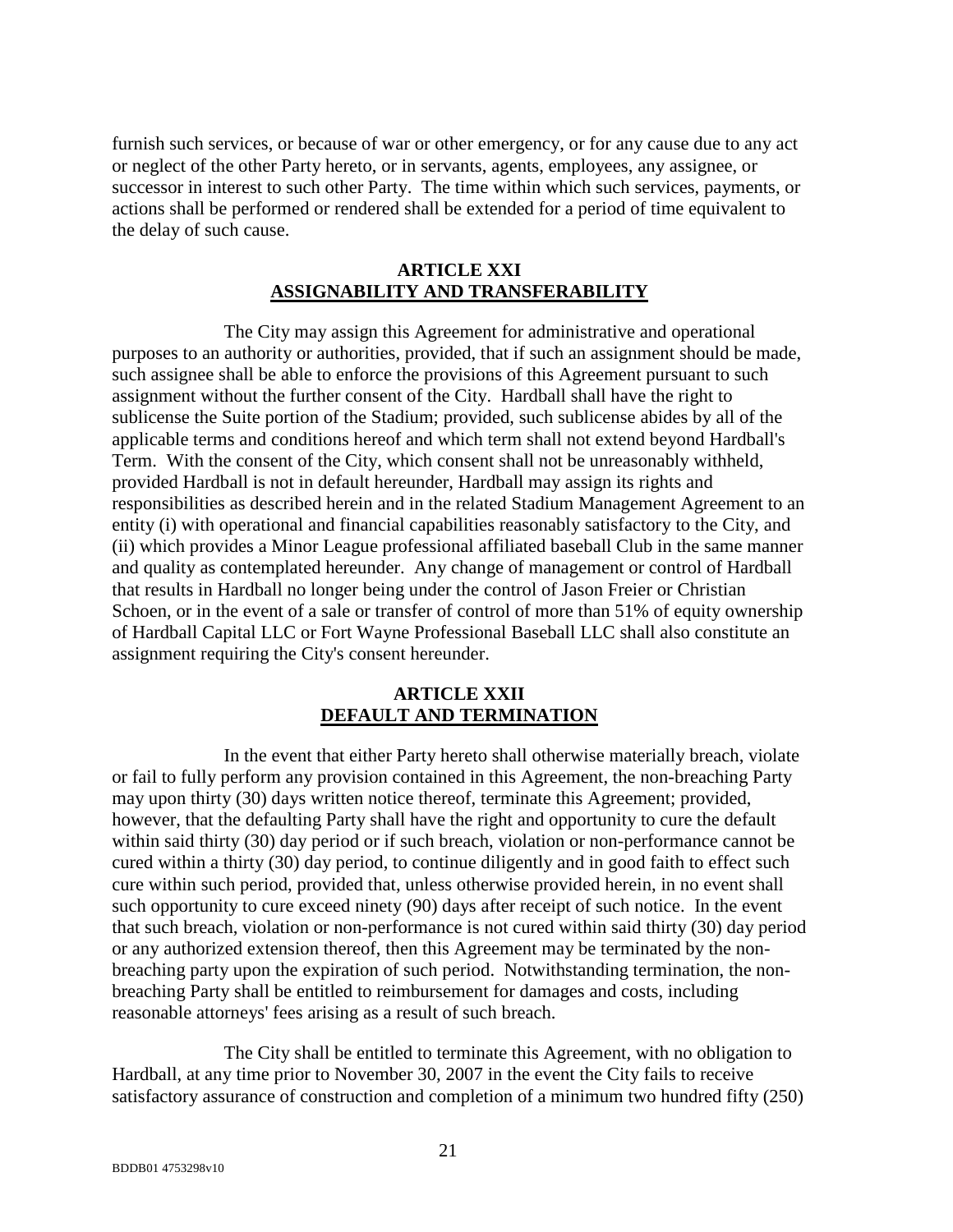furnish such services, or because of war or other emergency, or for any cause due to any act or neglect of the other Party hereto, or in servants, agents, employees, any assignee, or successor in interest to such other Party. The time within which such services, payments, or actions shall be performed or rendered shall be extended for a period of time equivalent to the delay of such cause.

## ARTICLE XXI
## ASSIGNABILITY AND TRANSFERABILITY

The City may assign this Agreement for administrative and operational purposes to an authority or authorities, provided, that if such an assignment should be made, such assignee shall be able to enforce the provisions of this Agreement pursuant to such assignment without the further consent of the City. Hardball shall have the right to sublicense the Suite portion of the Stadium; provided, such sublicense abides by all of the applicable terms and conditions hereof and which term shall not extend beyond Hardball's Term. With the consent of the City, which consent shall not be unreasonably withheld, provided Hardball is not in default hereunder, Hardball may assign its rights and responsibilities as described herein and in the related Stadium Management Agreement to an entity (i) with operational and financial capabilities reasonably satisfactory to the City, and (ii) which provides a Minor League professional affiliated baseball Club in the same manner and quality as contemplated hereunder. Any change of management or control of Hardball that results in Hardball no longer being under the control of Jason Freier or Christian Schoen, or in the event of a sale or transfer of control of more than 51% of equity ownership of Hardball Capital LLC or Fort Wayne Professional Baseball LLC shall also constitute an assignment requiring the City's consent hereunder.

## ARTICLE XXII
## DEFAULT AND TERMINATION

In the event that either Party hereto shall otherwise materially breach, violate or fail to fully perform any provision contained in this Agreement, the non-breaching Party may upon thirty (30) days written notice thereof, terminate this Agreement; provided, however, that the defaulting Party shall have the right and opportunity to cure the default within said thirty (30) day period or if such breach, violation or non-performance cannot be cured within a thirty (30) day period, to continue diligently and in good faith to effect such cure within such period, provided that, unless otherwise provided herein, in no event shall such opportunity to cure exceed ninety (90) days after receipt of such notice. In the event that such breach, violation or non-performance is not cured within said thirty (30) day period or any authorized extension thereof, then this Agreement may be terminated by the non-breaching party upon the expiration of such period. Notwithstanding termination, the non-breaching Party shall be entitled to reimbursement for damages and costs, including reasonable attorneys' fees arising as a result of such breach.

The City shall be entitled to terminate this Agreement, with no obligation to Hardball, at any time prior to November 30, 2007 in the event the City fails to receive satisfactory assurance of construction and completion of a minimum two hundred fifty (250)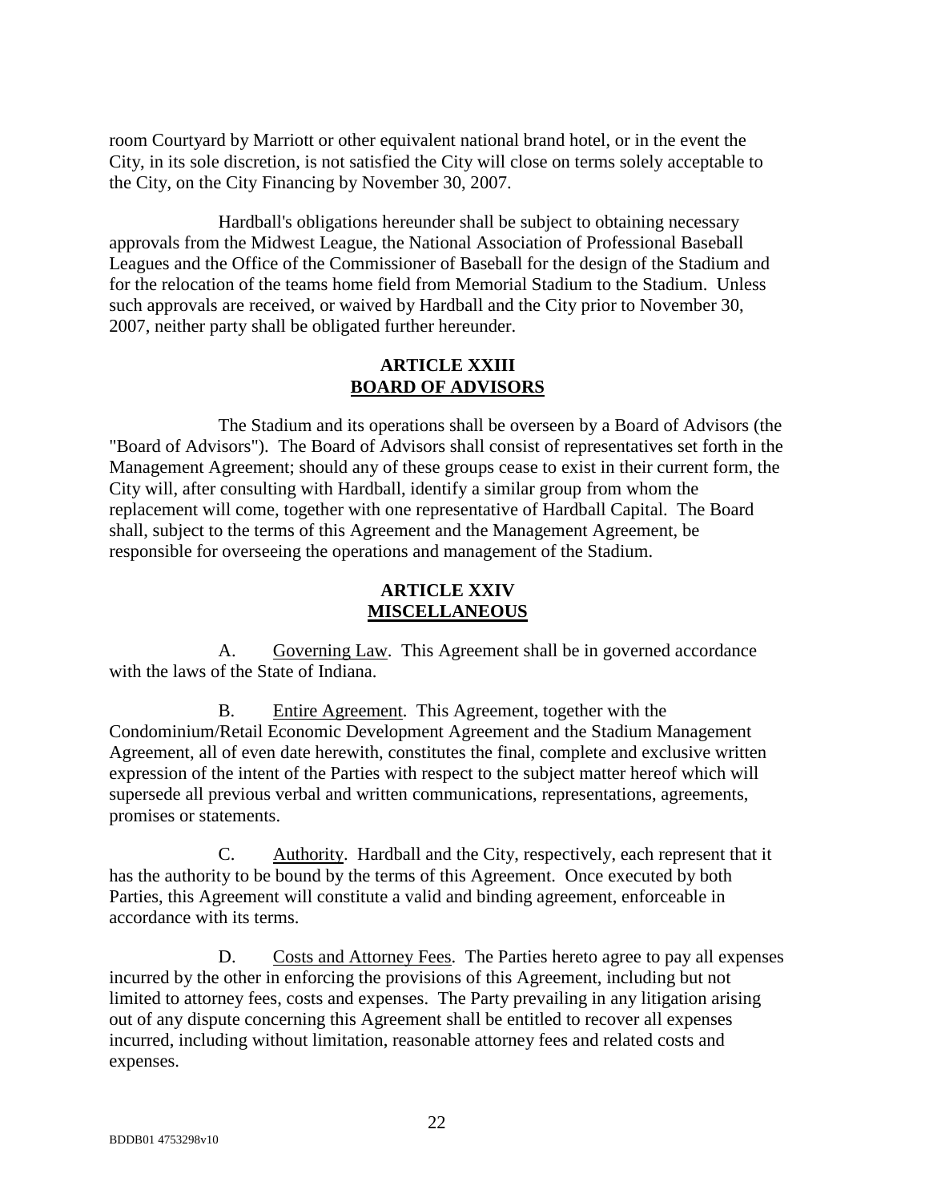room Courtyard by Marriott or other equivalent national brand hotel, or in the event the City, in its sole discretion, is not satisfied the City will close on terms solely acceptable to the City, on the City Financing by November 30, 2007.

Hardball's obligations hereunder shall be subject to obtaining necessary approvals from the Midwest League, the National Association of Professional Baseball Leagues and the Office of the Commissioner of Baseball for the design of the Stadium and for the relocation of the teams home field from Memorial Stadium to the Stadium. Unless such approvals are received, or waived by Hardball and the City prior to November 30, 2007, neither party shall be obligated further hereunder.

## ARTICLE XXIII
## BOARD OF ADVISORS

The Stadium and its operations shall be overseen by a Board of Advisors (the "Board of Advisors"). The Board of Advisors shall consist of representatives set forth in the Management Agreement; should any of these groups cease to exist in their current form, the City will, after consulting with Hardball, identify a similar group from whom the replacement will come, together with one representative of Hardball Capital. The Board shall, subject to the terms of this Agreement and the Management Agreement, be responsible for overseeing the operations and management of the Stadium.

## ARTICLE XXIV
## MISCELLANEOUS

A. Governing Law. This Agreement shall be in governed accordance with the laws of the State of Indiana.

B. Entire Agreement. This Agreement, together with the Condominium/Retail Economic Development Agreement and the Stadium Management Agreement, all of even date herewith, constitutes the final, complete and exclusive written expression of the intent of the Parties with respect to the subject matter hereof which will supersede all previous verbal and written communications, representations, agreements, promises or statements.

C. Authority. Hardball and the City, respectively, each represent that it has the authority to be bound by the terms of this Agreement. Once executed by both Parties, this Agreement will constitute a valid and binding agreement, enforceable in accordance with its terms.

D. Costs and Attorney Fees. The Parties hereto agree to pay all expenses incurred by the other in enforcing the provisions of this Agreement, including but not limited to attorney fees, costs and expenses. The Party prevailing in any litigation arising out of any dispute concerning this Agreement shall be entitled to recover all expenses incurred, including without limitation, reasonable attorney fees and related costs and expenses.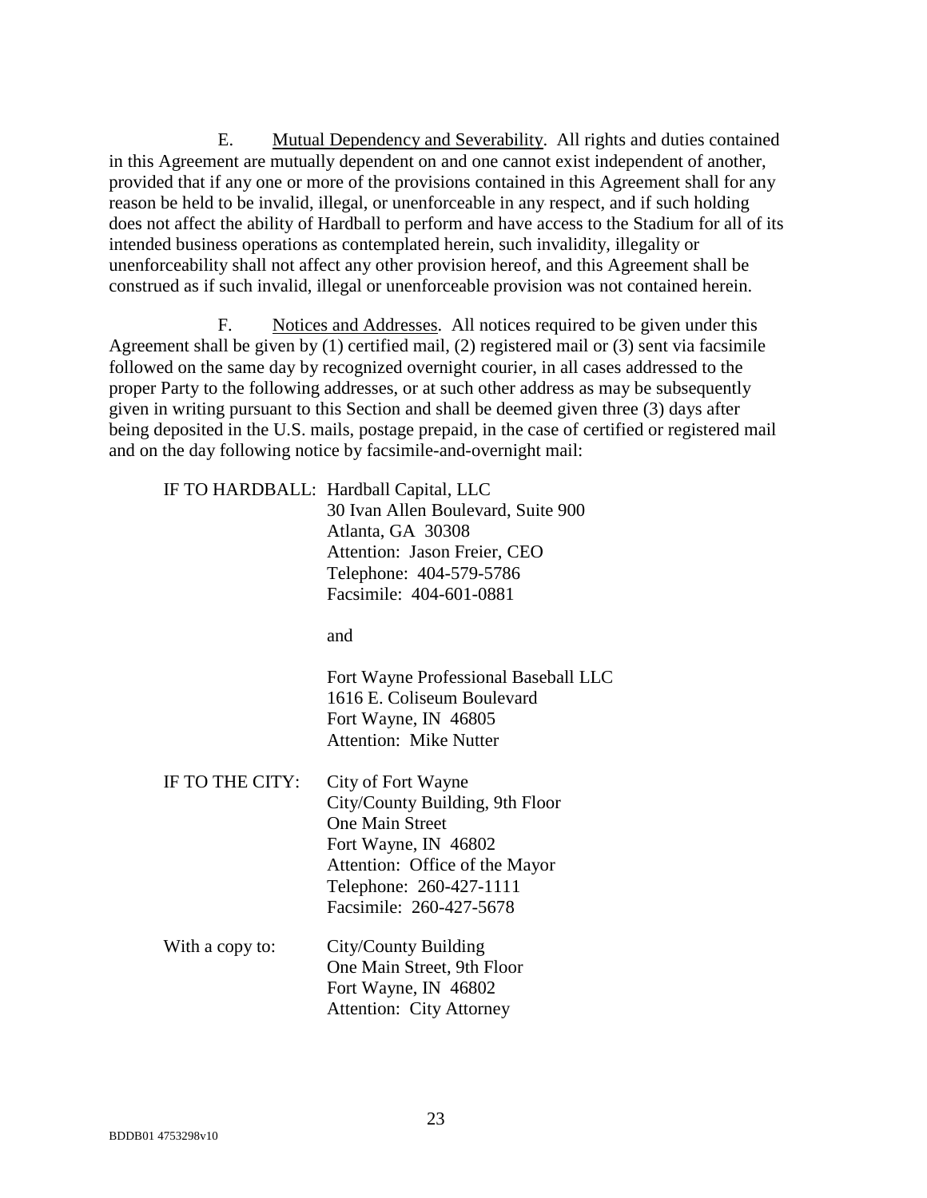E. Mutual Dependency and Severability. All rights and duties contained in this Agreement are mutually dependent on and one cannot exist independent of another, provided that if any one or more of the provisions contained in this Agreement shall for any reason be held to be invalid, illegal, or unenforceable in any respect, and if such holding does not affect the ability of Hardball to perform and have access to the Stadium for all of its intended business operations as contemplated herein, such invalidity, illegality or unenforceability shall not affect any other provision hereof, and this Agreement shall be construed as if such invalid, illegal or unenforceable provision was not contained herein.

F. Notices and Addresses. All notices required to be given under this Agreement shall be given by (1) certified mail, (2) registered mail or (3) sent via facsimile followed on the same day by recognized overnight courier, in all cases addressed to the proper Party to the following addresses, or at such other address as may be subsequently given in writing pursuant to this Section and shall be deemed given three (3) days after being deposited in the U.S. mails, postage prepaid, in the case of certified or registered mail and on the day following notice by facsimile-and-overnight mail:

IF TO HARDBALL:
Hardball Capital, LLC
30 Ivan Allen Boulevard, Suite 900
Atlanta, GA 30308
Attention: Jason Freier, CEO
Telephone: 404-579-5786
Facsimile: 404-601-0881

and

Fort Wayne Professional Baseball LLC
1616 E. Coliseum Boulevard
Fort Wayne, IN 46805
Attention: Mike Nutter

IF TO THE CITY:
City of Fort Wayne
City/County Building, 9th Floor
One Main Street
Fort Wayne, IN 46802
Attention: Office of the Mayor
Telephone: 260-427-1111
Facsimile: 260-427-5678

With a copy to:
City/County Building
One Main Street, 9th Floor
Fort Wayne, IN 46802
Attention: City Attorney

BDDB01 4753298v10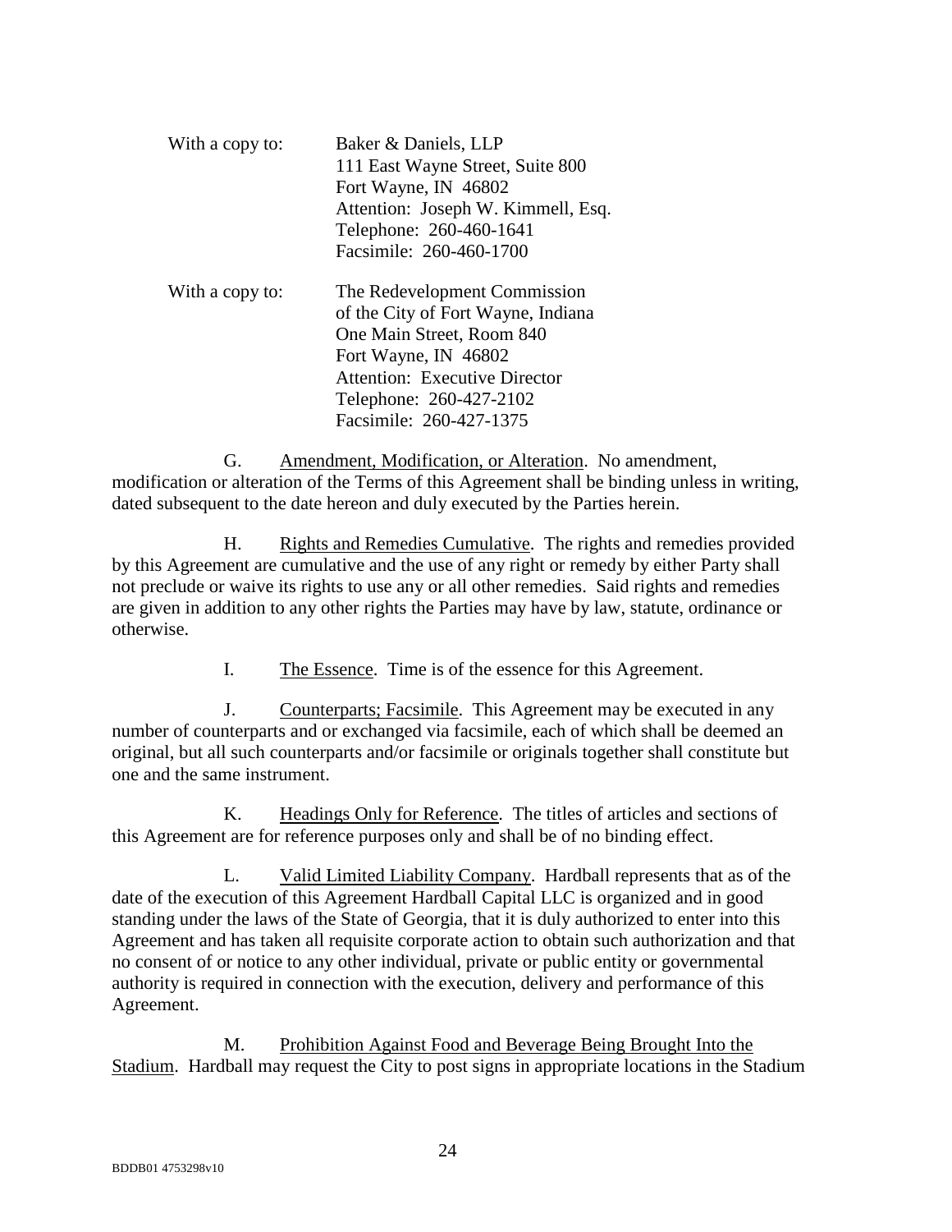With a copy to: Baker & Daniels, LLP
111 East Wayne Street, Suite 800
Fort Wayne, IN 46802
Attention: Joseph W. Kimmell, Esq.
Telephone: 260-460-1641
Facsimile: 260-460-1700

With a copy to: The Redevelopment Commission
of the City of Fort Wayne, Indiana
One Main Street, Room 840
Fort Wayne, IN 46802
Attention: Executive Director
Telephone: 260-427-2102
Facsimile: 260-427-1375

G. Amendment, Modification, or Alteration. No amendment, modification or alteration of the Terms of this Agreement shall be binding unless in writing, dated subsequent to the date hereon and duly executed by the Parties herein.

H. Rights and Remedies Cumulative. The rights and remedies provided by this Agreement are cumulative and the use of any right or remedy by either Party shall not preclude or waive its rights to use any or all other remedies. Said rights and remedies are given in addition to any other rights the Parties may have by law, statute, ordinance or otherwise.

I. The Essence. Time is of the essence for this Agreement.

J. Counterparts; Facsimile. This Agreement may be executed in any number of counterparts and or exchanged via facsimile, each of which shall be deemed an original, but all such counterparts and/or facsimile or originals together shall constitute but one and the same instrument.

K. Headings Only for Reference. The titles of articles and sections of this Agreement are for reference purposes only and shall be of no binding effect.

L. Valid Limited Liability Company. Hardball represents that as of the date of the execution of this Agreement Hardball Capital LLC is organized and in good standing under the laws of the State of Georgia, that it is duly authorized to enter into this Agreement and has taken all requisite corporate action to obtain such authorization and that no consent of or notice to any other individual, private or public entity or governmental authority is required in connection with the execution, delivery and performance of this Agreement.

M. Prohibition Against Food and Beverage Being Brought Into the Stadium. Hardball may request the City to post signs in appropriate locations in the Stadium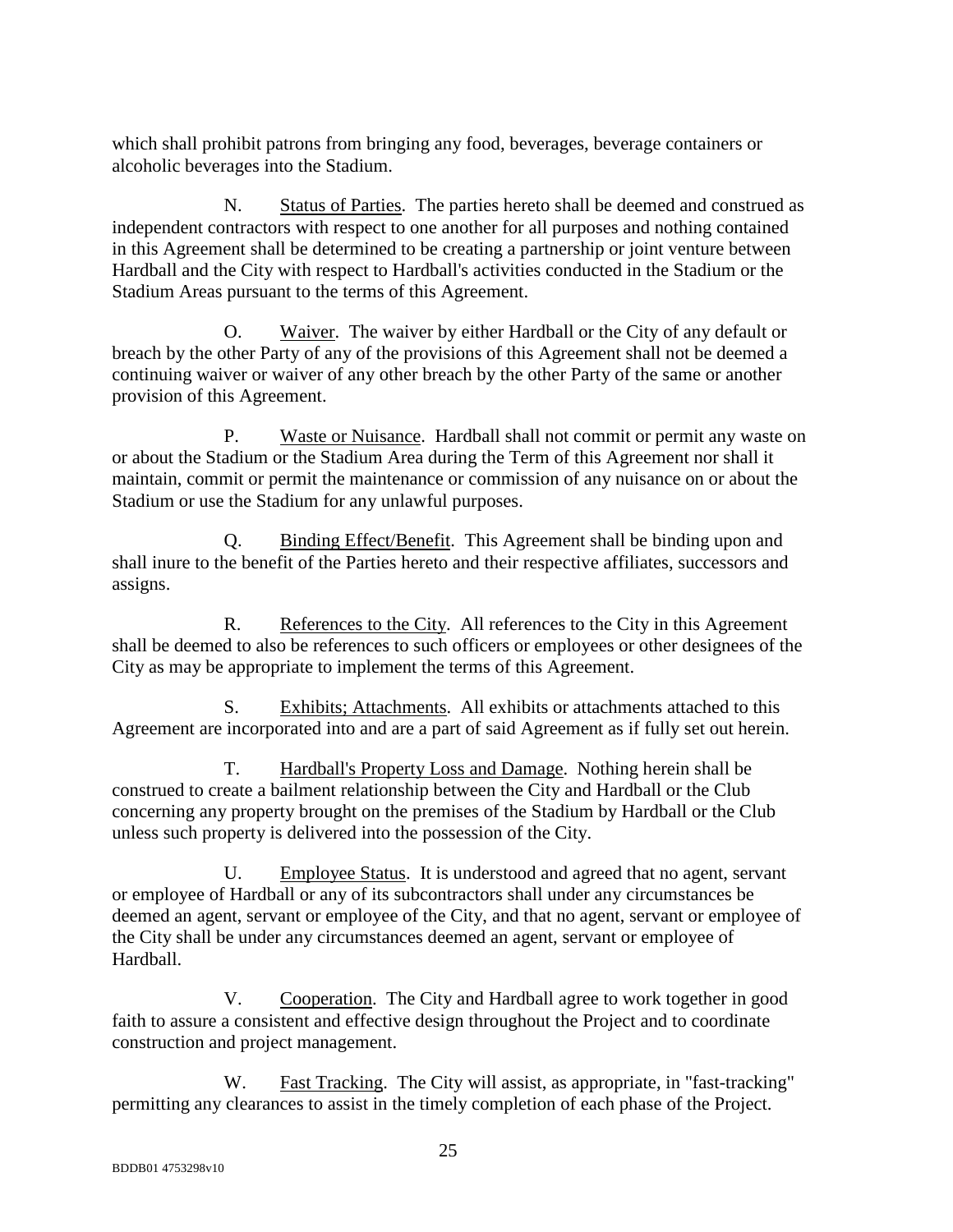which shall prohibit patrons from bringing any food, beverages, beverage containers or alcoholic beverages into the Stadium.

N. Status of Parties. The parties hereto shall be deemed and construed as independent contractors with respect to one another for all purposes and nothing contained in this Agreement shall be determined to be creating a partnership or joint venture between Hardball and the City with respect to Hardball's activities conducted in the Stadium or the Stadium Areas pursuant to the terms of this Agreement.

O. Waiver. The waiver by either Hardball or the City of any default or breach by the other Party of any of the provisions of this Agreement shall not be deemed a continuing waiver or waiver of any other breach by the other Party of the same or another provision of this Agreement.

P. Waste or Nuisance. Hardball shall not commit or permit any waste on or about the Stadium or the Stadium Area during the Term of this Agreement nor shall it maintain, commit or permit the maintenance or commission of any nuisance on or about the Stadium or use the Stadium for any unlawful purposes.

Q. Binding Effect/Benefit. This Agreement shall be binding upon and shall inure to the benefit of the Parties hereto and their respective affiliates, successors and assigns.

R. References to the City. All references to the City in this Agreement shall be deemed to also be references to such officers or employees or other designees of the City as may be appropriate to implement the terms of this Agreement.

S. Exhibits; Attachments. All exhibits or attachments attached to this Agreement are incorporated into and are a part of said Agreement as if fully set out herein.

T. Hardball's Property Loss and Damage. Nothing herein shall be construed to create a bailment relationship between the City and Hardball or the Club concerning any property brought on the premises of the Stadium by Hardball or the Club unless such property is delivered into the possession of the City.

U. Employee Status. It is understood and agreed that no agent, servant or employee of Hardball or any of its subcontractors shall under any circumstances be deemed an agent, servant or employee of the City, and that no agent, servant or employee of the City shall be under any circumstances deemed an agent, servant or employee of Hardball.

V. Cooperation. The City and Hardball agree to work together in good faith to assure a consistent and effective design throughout the Project and to coordinate construction and project management.

W. Fast Tracking. The City will assist, as appropriate, in "fast-tracking" permitting any clearances to assist in the timely completion of each phase of the Project.

BDDB01 4753298v10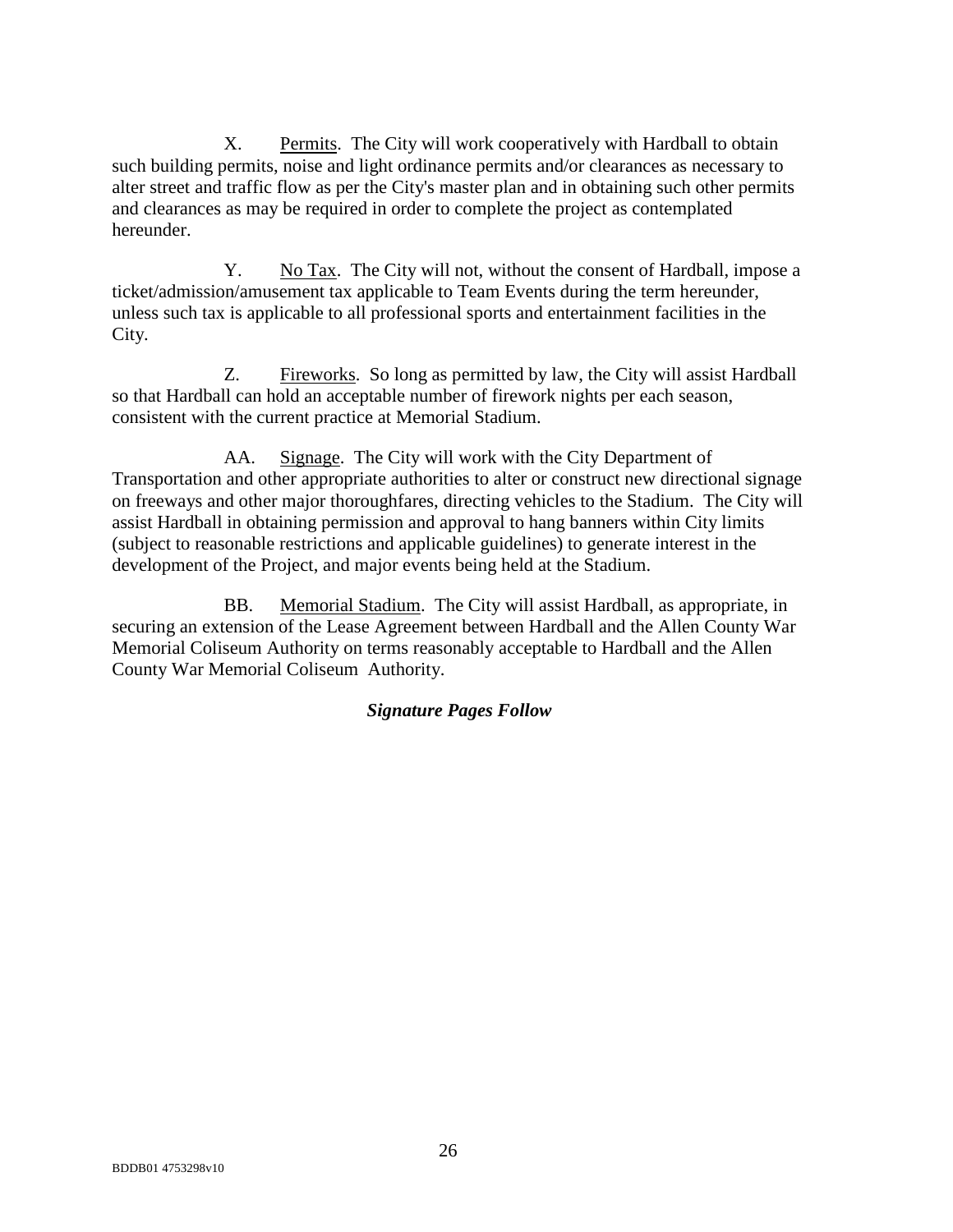X. Permits. The City will work cooperatively with Hardball to obtain such building permits, noise and light ordinance permits and/or clearances as necessary to alter street and traffic flow as per the City's master plan and in obtaining such other permits and clearances as may be required in order to complete the project as contemplated hereunder.

Y. No Tax. The City will not, without the consent of Hardball, impose a ticket/admission/amusement tax applicable to Team Events during the term hereunder, unless such tax is applicable to all professional sports and entertainment facilities in the City.

Z. Fireworks. So long as permitted by law, the City will assist Hardball so that Hardball can hold an acceptable number of firework nights per each season, consistent with the current practice at Memorial Stadium.

AA. Signage. The City will work with the City Department of Transportation and other appropriate authorities to alter or construct new directional signage on freeways and other major thoroughfares, directing vehicles to the Stadium. The City will assist Hardball in obtaining permission and approval to hang banners within City limits (subject to reasonable restrictions and applicable guidelines) to generate interest in the development of the Project, and major events being held at the Stadium.

BB. Memorial Stadium. The City will assist Hardball, as appropriate, in securing an extension of the Lease Agreement between Hardball and the Allen County War Memorial Coliseum Authority on terms reasonably acceptable to Hardball and the Allen County War Memorial Coliseum Authority.

***Signature Pages Follow***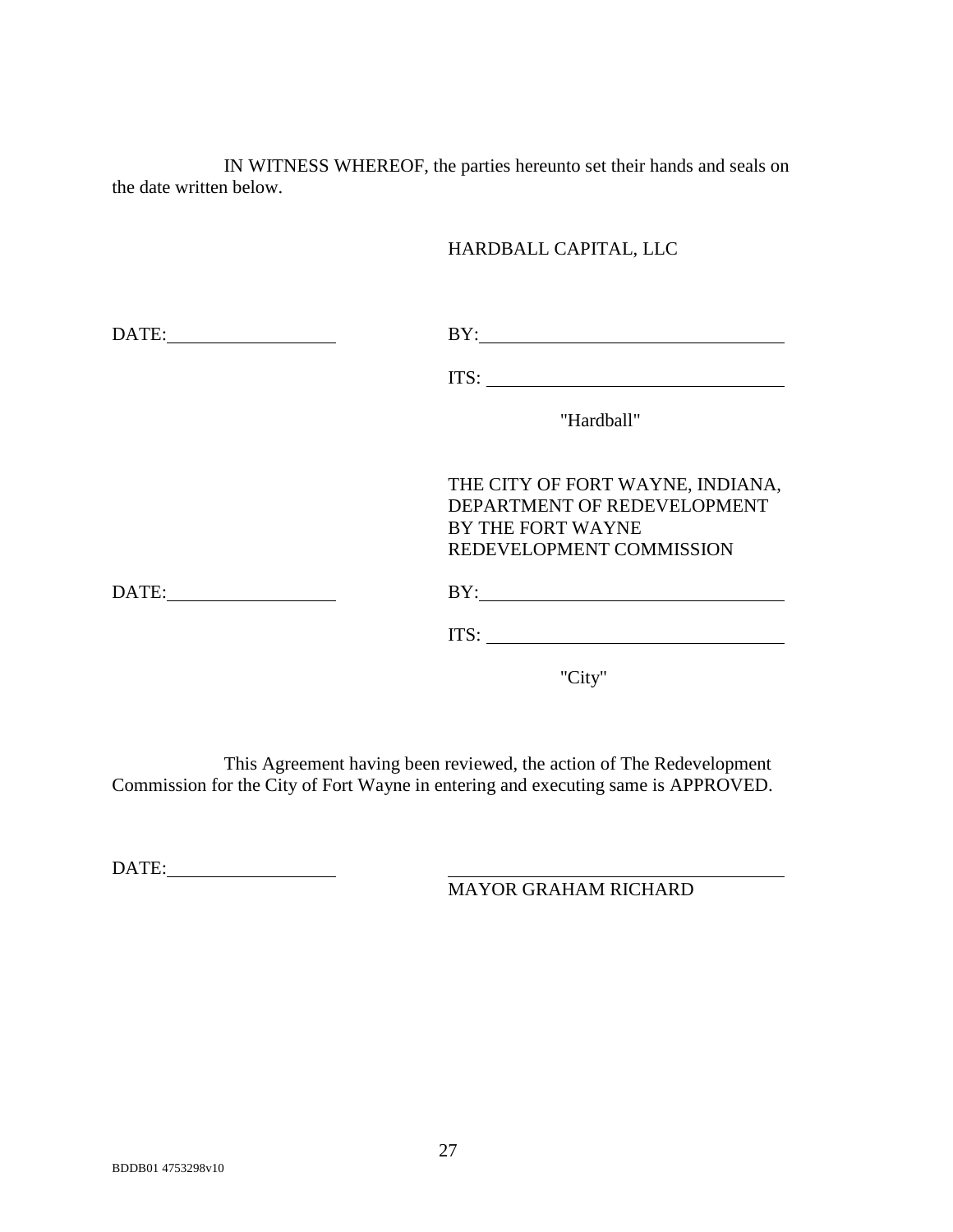IN WITNESS WHEREOF, the parties hereunto set their hands and seals on the date written below.

HARDBALL CAPITAL, LLC

DATE:__________________ BY:________________________________

ITS: ________________________________

"Hardball"

THE CITY OF FORT WAYNE, INDIANA,
DEPARTMENT OF REDEVELOPMENT
BY THE FORT WAYNE
REDEVELOPMENT COMMISSION

DATE:__________________ BY:________________________________

ITS: ________________________________

"City"

This Agreement having been reviewed, the action of The Redevelopment Commission for the City of Fort Wayne in entering and executing same is APPROVED.

DATE:__________________ ________________________________

MAYOR GRAHAM RICHARD

BDDB01 4753298v10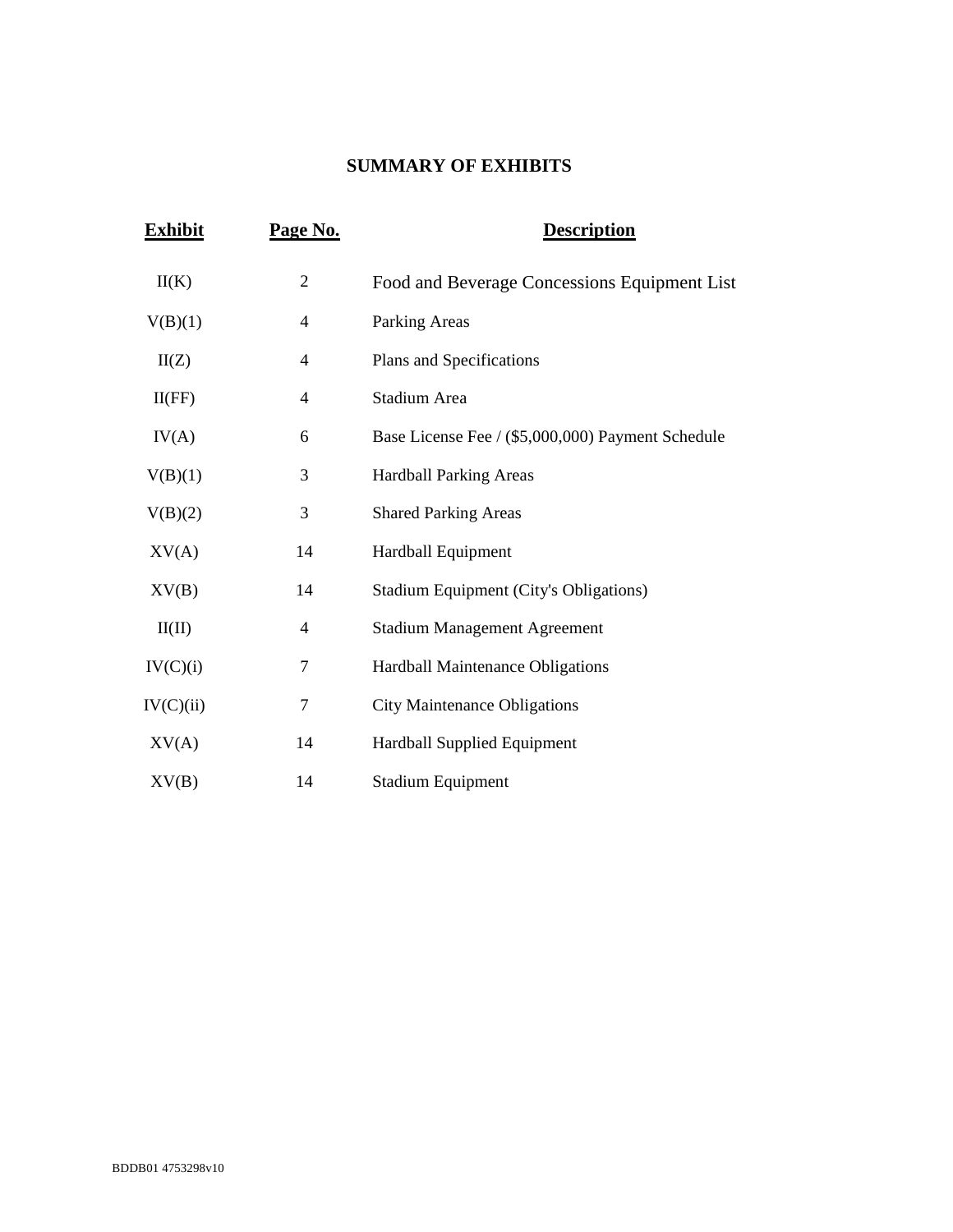**SUMMARY OF EXHIBITS**

| Exhibit | Page No. | Description |
|---|---|---|
| II(K) | 2 | Food and Beverage Concessions Equipment List |
| V(B)(1) | 4 | Parking Areas |
| II(Z) | 4 | Plans and Specifications |
| II(FF) | 4 | Stadium Area |
| IV(A) | 6 | Base License Fee / ($5,000,000) Payment Schedule |
| V(B)(1) | 3 | Hardball Parking Areas |
| V(B)(2) | 3 | Shared Parking Areas |
| XV(A) | 14 | Hardball Equipment |
| XV(B) | 14 | Stadium Equipment (City's Obligations) |
| II(II) | 4 | Stadium Management Agreement |
| IV(C)(i) | 7 | Hardball Maintenance Obligations |
| IV(C)(ii) | 7 | City Maintenance Obligations |
| XV(A) | 14 | Hardball Supplied Equipment |
| XV(B) | 14 | Stadium Equipment |

BDDB01 4753298v10